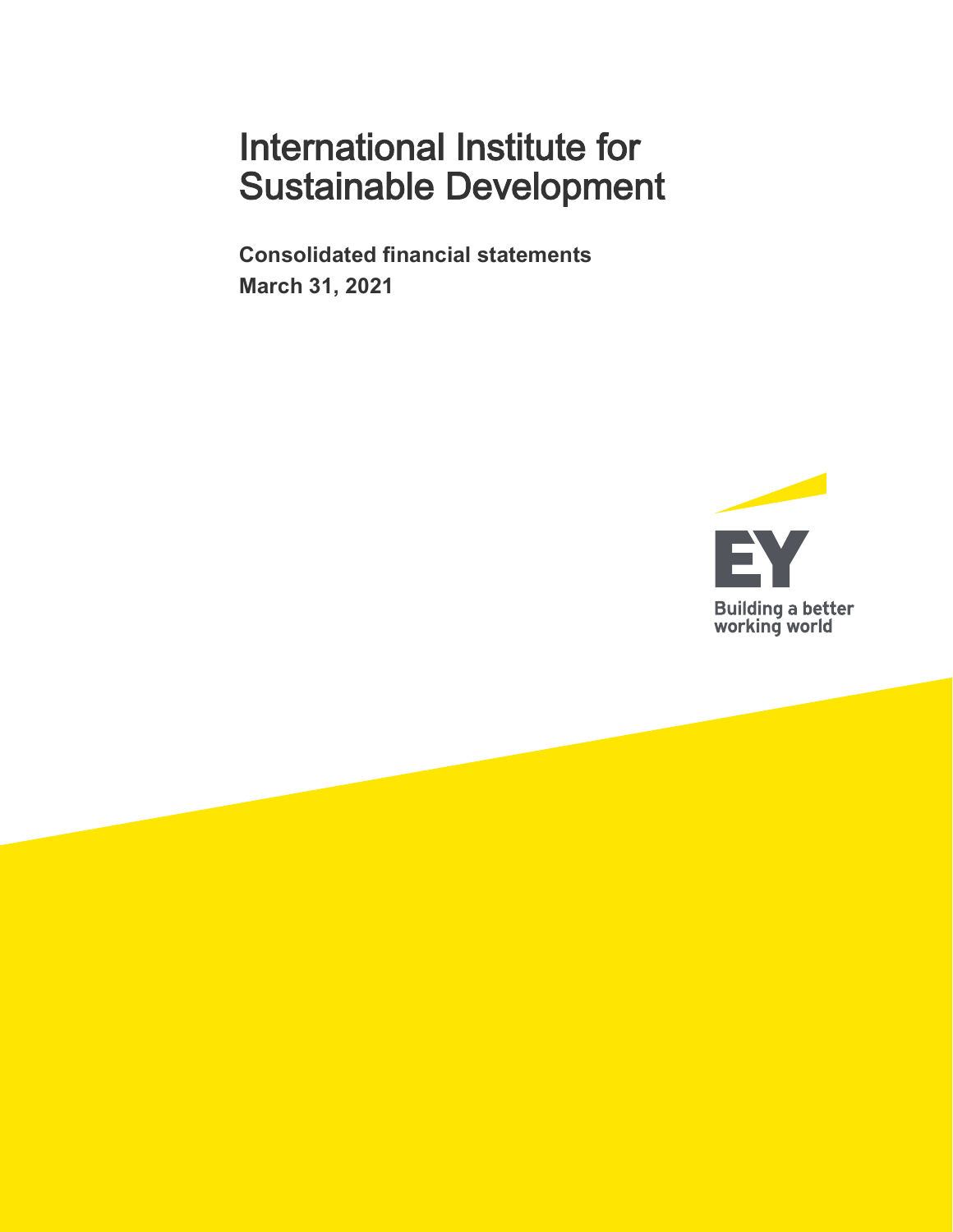# International Institute for Sustainable Development

**Consolidated financial statements**

**March 31, 2021**

EY

Building a better working world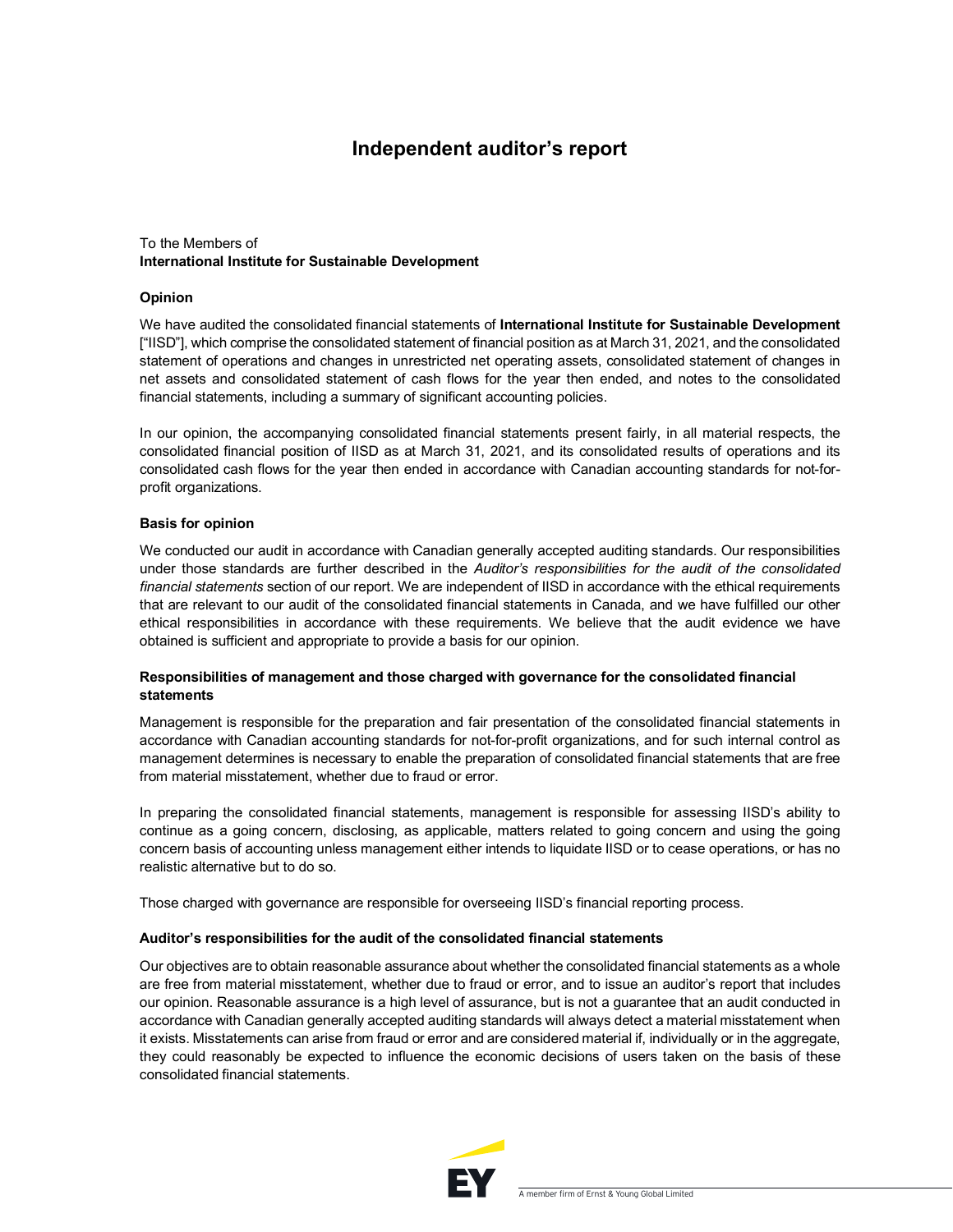# Independent auditor's report

To the Members of
**International Institute for Sustainable Development**

### Opinion

We have audited the consolidated financial statements of **International Institute for Sustainable Development** ["IISD"], which comprise the consolidated statement of financial position as at March 31, 2021, and the consolidated statement of operations and changes in unrestricted net operating assets, consolidated statement of changes in net assets and consolidated statement of cash flows for the year then ended, and notes to the consolidated financial statements, including a summary of significant accounting policies.

In our opinion, the accompanying consolidated financial statements present fairly, in all material respects, the consolidated financial position of IISD as at March 31, 2021, and its consolidated results of operations and its consolidated cash flows for the year then ended in accordance with Canadian accounting standards for not-for-profit organizations.

### Basis for opinion

We conducted our audit in accordance with Canadian generally accepted auditing standards. Our responsibilities under those standards are further described in the *Auditor's responsibilities for the audit of the consolidated financial statements* section of our report. We are independent of IISD in accordance with the ethical requirements that are relevant to our audit of the consolidated financial statements in Canada, and we have fulfilled our other ethical responsibilities in accordance with these requirements. We believe that the audit evidence we have obtained is sufficient and appropriate to provide a basis for our opinion.

### Responsibilities of management and those charged with governance for the consolidated financial statements

Management is responsible for the preparation and fair presentation of the consolidated financial statements in accordance with Canadian accounting standards for not-for-profit organizations, and for such internal control as management determines is necessary to enable the preparation of consolidated financial statements that are free from material misstatement, whether due to fraud or error.

In preparing the consolidated financial statements, management is responsible for assessing IISD's ability to continue as a going concern, disclosing, as applicable, matters related to going concern and using the going concern basis of accounting unless management either intends to liquidate IISD or to cease operations, or has no realistic alternative but to do so.

Those charged with governance are responsible for overseeing IISD's financial reporting process.

### Auditor's responsibilities for the audit of the consolidated financial statements

Our objectives are to obtain reasonable assurance about whether the consolidated financial statements as a whole are free from material misstatement, whether due to fraud or error, and to issue an auditor's report that includes our opinion. Reasonable assurance is a high level of assurance, but is not a guarantee that an audit conducted in accordance with Canadian generally accepted auditing standards will always detect a material misstatement when it exists. Misstatements can arise from fraud or error and are considered material if, individually or in the aggregate, they could reasonably be expected to influence the economic decisions of users taken on the basis of these consolidated financial statements.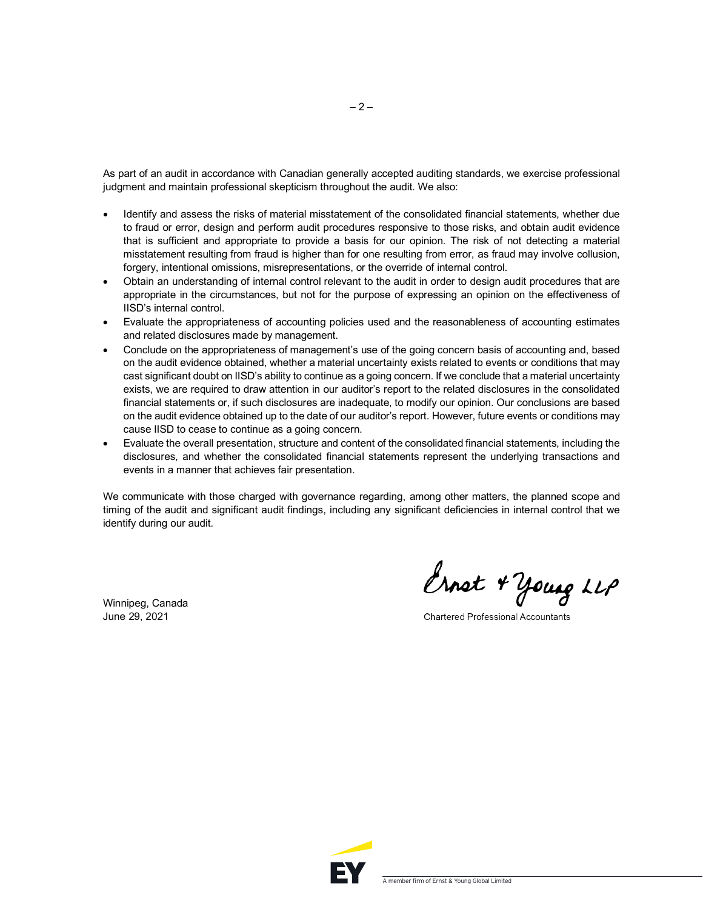As part of an audit in accordance with Canadian generally accepted auditing standards, we exercise professional judgment and maintain professional skepticism throughout the audit. We also:

- Identify and assess the risks of material misstatement of the consolidated financial statements, whether due to fraud or error, design and perform audit procedures responsive to those risks, and obtain audit evidence that is sufficient and appropriate to provide a basis for our opinion. The risk of not detecting a material misstatement resulting from fraud is higher than for one resulting from error, as fraud may involve collusion, forgery, intentional omissions, misrepresentations, or the override of internal control.
- Obtain an understanding of internal control relevant to the audit in order to design audit procedures that are appropriate in the circumstances, but not for the purpose of expressing an opinion on the effectiveness of IISD's internal control.
- Evaluate the appropriateness of accounting policies used and the reasonableness of accounting estimates and related disclosures made by management.
- Conclude on the appropriateness of management's use of the going concern basis of accounting and, based on the audit evidence obtained, whether a material uncertainty exists related to events or conditions that may cast significant doubt on IISD's ability to continue as a going concern. If we conclude that a material uncertainty exists, we are required to draw attention in our auditor's report to the related disclosures in the consolidated financial statements or, if such disclosures are inadequate, to modify our opinion. Our conclusions are based on the audit evidence obtained up to the date of our auditor's report. However, future events or conditions may cause IISD to cease to continue as a going concern.
- Evaluate the overall presentation, structure and content of the consolidated financial statements, including the disclosures, and whether the consolidated financial statements represent the underlying transactions and events in a manner that achieves fair presentation.

We communicate with those charged with governance regarding, among other matters, the planned scope and timing of the audit and significant audit findings, including any significant deficiencies in internal control that we identify during our audit.

Ernst & Young LLP

Chartered Professional Accountants

Winnipeg, Canada
June 29, 2021

A member firm of Ernst & Young Global Limited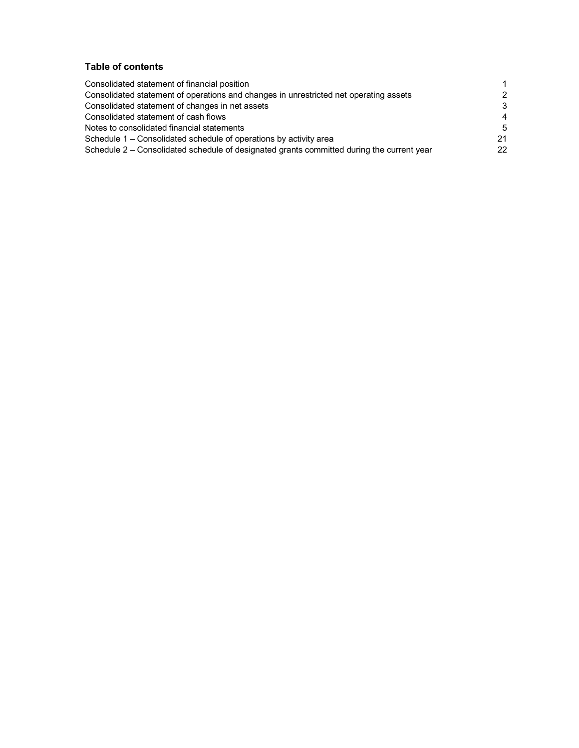## Table of contents

| | |
|---|---|
| Consolidated statement of financial position | 1 |
| Consolidated statement of operations and changes in unrestricted net operating assets | 2 |
| Consolidated statement of changes in net assets | 3 |
| Consolidated statement of cash flows | 4 |
| Notes to consolidated financial statements | 5 |
| Schedule 1 – Consolidated schedule of operations by activity area | 21 |
| Schedule 2 – Consolidated schedule of designated grants committed during the current year | 22 |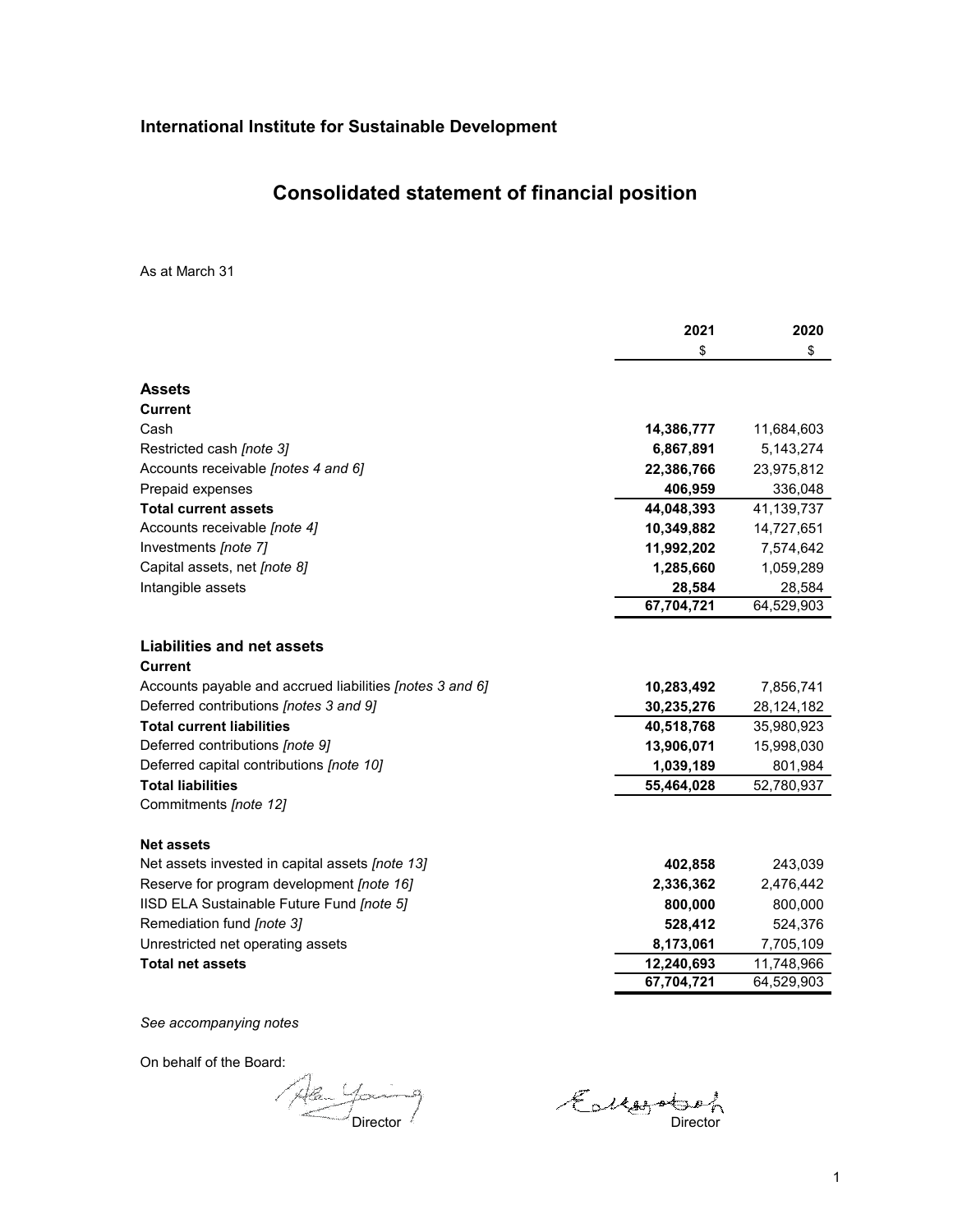**International Institute for Sustainable Development**

# Consolidated statement of financial position

As at March 31

| | 2021 | 2020 |
|---|---|---|
| | $ | $ |
| **Assets** | | |
| **Current** | | |
| Cash | **14,386,777** | 11,684,603 |
| Restricted cash *[note 3]* | **6,867,891** | 5,143,274 |
| Accounts receivable *[notes 4 and 6]* | **22,386,766** | 23,975,812 |
| Prepaid expenses | **406,959** | 336,048 |
| **Total current assets** | **44,048,393** | 41,139,737 |
| Accounts receivable *[note 4]* | **10,349,882** | 14,727,651 |
| Investments *[note 7]* | **11,992,202** | 7,574,642 |
| Capital assets, net *[note 8]* | **1,285,660** | 1,059,289 |
| Intangible assets | **28,584** | 28,584 |
| | **67,704,721** | 64,529,903 |
| **Liabilities and net assets** | | |
| **Current** | | |
| Accounts payable and accrued liabilities *[notes 3 and 6]* | **10,283,492** | 7,856,741 |
| Deferred contributions *[notes 3 and 9]* | **30,235,276** | 28,124,182 |
| **Total current liabilities** | **40,518,768** | 35,980,923 |
| Deferred contributions *[note 9]* | **13,906,071** | 15,998,030 |
| Deferred capital contributions *[note 10]* | **1,039,189** | 801,984 |
| **Total liabilities** | **55,464,028** | 52,780,937 |
| Commitments *[note 12]* | | |
| **Net assets** | | |
| Net assets invested in capital assets *[note 13]* | **402,858** | 243,039 |
| Reserve for program development *[note 16]* | **2,336,362** | 2,476,442 |
| IISD ELA Sustainable Future Fund *[note 5]* | **800,000** | 800,000 |
| Remediation fund *[note 3]* | **528,412** | 524,376 |
| Unrestricted net operating assets | **8,173,061** | 7,705,109 |
| **Total net assets** | **12,240,693** | 11,748,966 |
| | **67,704,721** | 64,529,903 |

*See accompanying notes*

On behalf of the Board:

Director

Director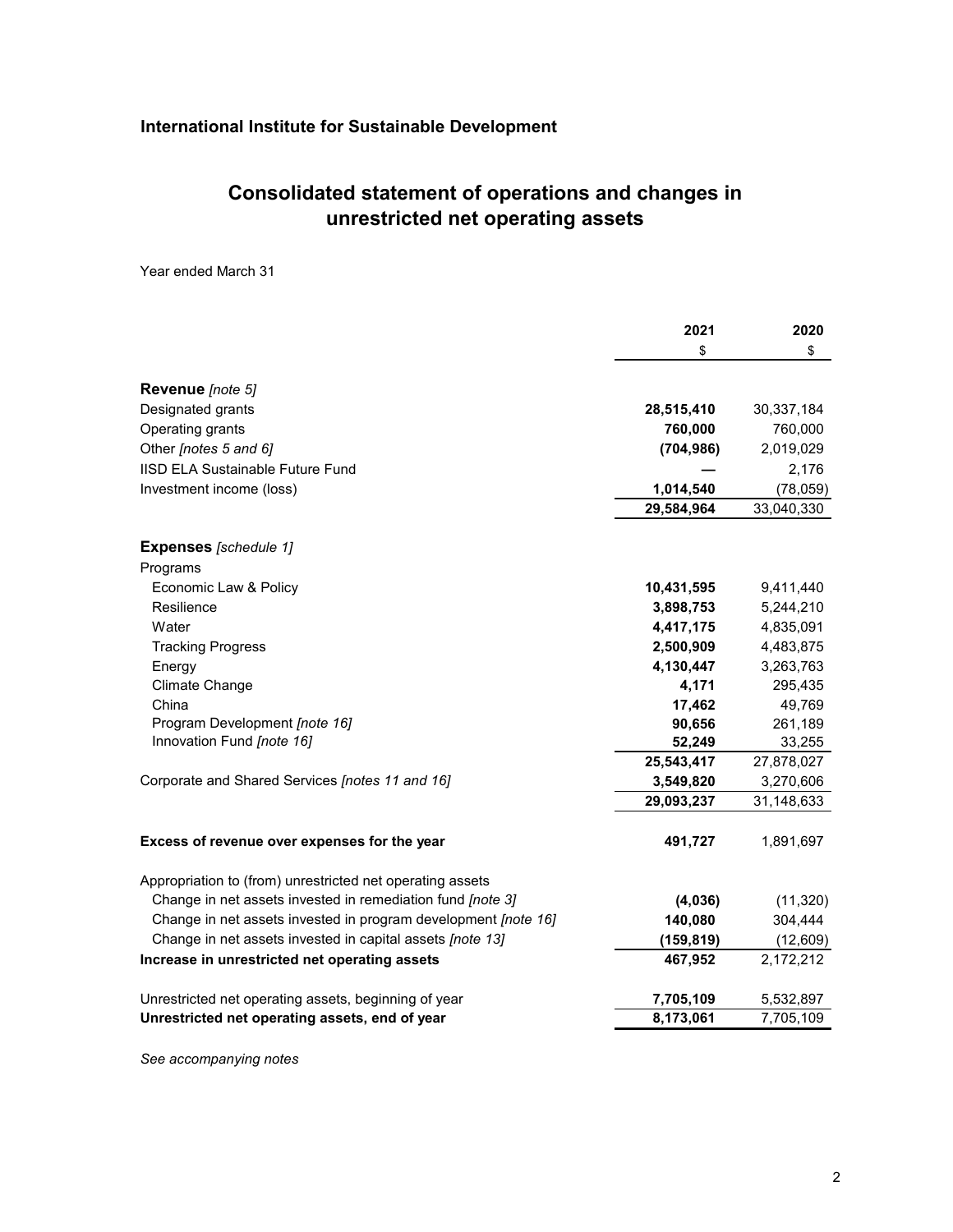**International Institute for Sustainable Development**

## Consolidated statement of operations and changes in unrestricted net operating assets

Year ended March 31

| | 2021 | 2020 |
|---|---|---|
| | $ | $ |
| **Revenue** *[note 5]* | | |
| Designated grants | **28,515,410** | 30,337,184 |
| Operating grants | **760,000** | 760,000 |
| Other *[notes 5 and 6]* | **(704,986)** | 2,019,029 |
| IISD ELA Sustainable Future Fund | **—** | 2,176 |
| Investment income (loss) | **1,014,540** | (78,059) |
| | **29,584,964** | 33,040,330 |
| **Expenses** *[schedule 1]* | | |
| Programs | | |
| Economic Law & Policy | **10,431,595** | 9,411,440 |
| Resilience | **3,898,753** | 5,244,210 |
| Water | **4,417,175** | 4,835,091 |
| Tracking Progress | **2,500,909** | 4,483,875 |
| Energy | **4,130,447** | 3,263,763 |
| Climate Change | **4,171** | 295,435 |
| China | **17,462** | 49,769 |
| Program Development *[note 16]* | **90,656** | 261,189 |
| Innovation Fund *[note 16]* | **52,249** | 33,255 |
| | **25,543,417** | 27,878,027 |
| Corporate and Shared Services *[notes 11 and 16]* | **3,549,820** | 3,270,606 |
| | **29,093,237** | 31,148,633 |
| **Excess of revenue over expenses for the year** | **491,727** | 1,891,697 |
| Appropriation to (from) unrestricted net operating assets | | |
| Change in net assets invested in remediation fund *[note 3]* | **(4,036)** | (11,320) |
| Change in net assets invested in program development *[note 16]* | **140,080** | 304,444 |
| Change in net assets invested in capital assets *[note 13]* | **(159,819)** | (12,609) |
| **Increase in unrestricted net operating assets** | **467,952** | 2,172,212 |
| Unrestricted net operating assets, beginning of year | **7,705,109** | 5,532,897 |
| **Unrestricted net operating assets, end of year** | **8,173,061** | 7,705,109 |

*See accompanying notes*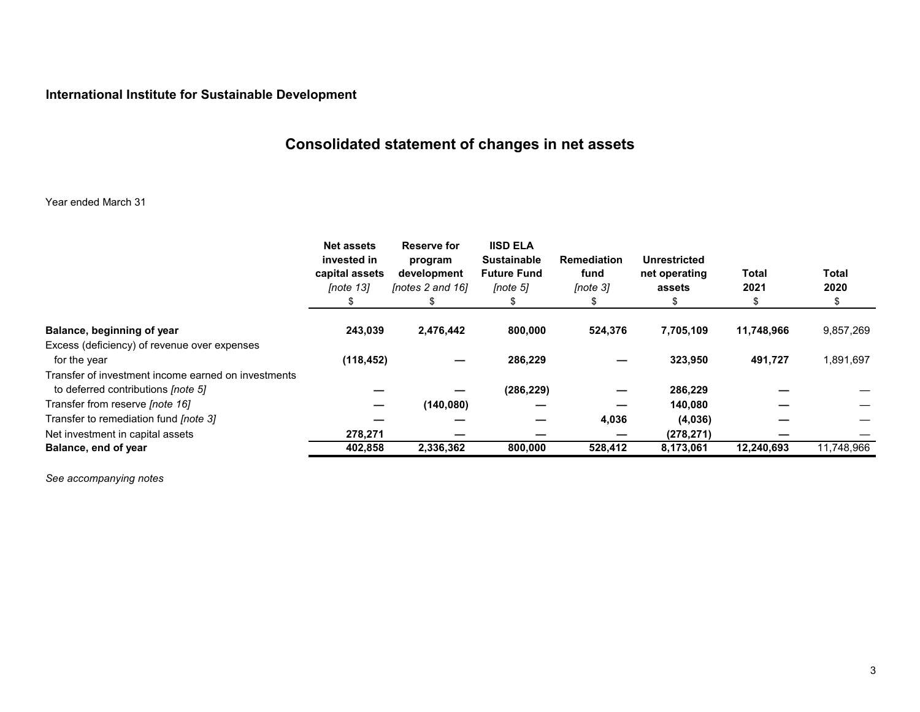**International Institute for Sustainable Development**

# Consolidated statement of changes in net assets

Year ended March 31

| | Net assets invested in capital assets *[note 13]* $ | Reserve for program development *[notes 2 and 16]* $ | IISD ELA Sustainable Future Fund *[note 5]* $ | Remediation fund *[note 3]* $ | Unrestricted net operating assets $ | Total 2021 $ | Total 2020 $ |
|---|---|---|---|---|---|---|---|
| **Balance, beginning of year** | **243,039** | **2,476,442** | **800,000** | **524,376** | **7,705,109** | **11,748,966** | 9,857,269 |
| Excess (deficiency) of revenue over expenses for the year | **(118,452)** | **—** | **286,229** | **—** | **323,950** | **491,727** | 1,891,697 |
| Transfer of investment income earned on investments to deferred contributions *[note 5]* | **—** | **—** | **(286,229)** | **—** | **286,229** | **—** | — |
| Transfer from reserve *[note 16]* | **—** | **(140,080)** | **—** | **—** | **140,080** | **—** | — |
| Transfer to remediation fund *[note 3]* | **—** | **—** | **—** | **4,036** | **(4,036)** | **—** | — |
| Net investment in capital assets | **278,271** | **—** | **—** | **—** | **(278,271)** | **—** | — |
| **Balance, end of year** | **402,858** | **2,336,362** | **800,000** | **528,412** | **8,173,061** | **12,240,693** | 11,748,966 |

*See accompanying notes*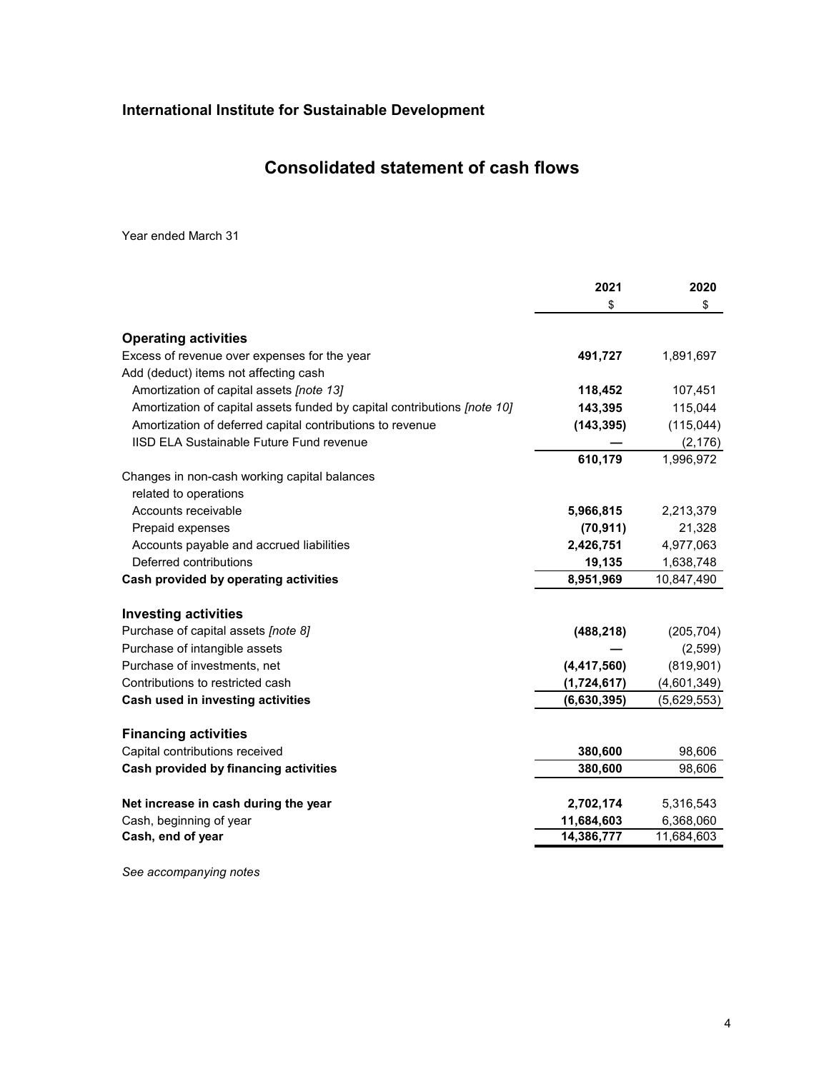**International Institute for Sustainable Development**

# Consolidated statement of cash flows

Year ended March 31

| | 2021 | 2020 |
|---|---|---|
| | $ | $ |
| **Operating activities** | | |
| Excess of revenue over expenses for the year | **491,727** | 1,891,697 |
| Add (deduct) items not affecting cash | | |
| Amortization of capital assets *[note 13]* | **118,452** | 107,451 |
| Amortization of capital assets funded by capital contributions *[note 10]* | **143,395** | 115,044 |
| Amortization of deferred capital contributions to revenue | **(143,395)** | (115,044) |
| IISD ELA Sustainable Future Fund revenue | **—** | (2,176) |
| | **610,179** | 1,996,972 |
| Changes in non-cash working capital balances related to operations | | |
| Accounts receivable | **5,966,815** | 2,213,379 |
| Prepaid expenses | **(70,911)** | 21,328 |
| Accounts payable and accrued liabilities | **2,426,751** | 4,977,063 |
| Deferred contributions | **19,135** | 1,638,748 |
| **Cash provided by operating activities** | **8,951,969** | 10,847,490 |
| | | |
| **Investing activities** | | |
| Purchase of capital assets *[note 8]* | **(488,218)** | (205,704) |
| Purchase of intangible assets | **—** | (2,599) |
| Purchase of investments, net | **(4,417,560)** | (819,901) |
| Contributions to restricted cash | **(1,724,617)** | (4,601,349) |
| **Cash used in investing activities** | **(6,630,395)** | (5,629,553) |
| | | |
| **Financing activities** | | |
| Capital contributions received | **380,600** | 98,606 |
| **Cash provided by financing activities** | **380,600** | 98,606 |
| | | |
| **Net increase in cash during the year** | **2,702,174** | 5,316,543 |
| Cash, beginning of year | **11,684,603** | 6,368,060 |
| **Cash, end of year** | **14,386,777** | 11,684,603 |

*See accompanying notes*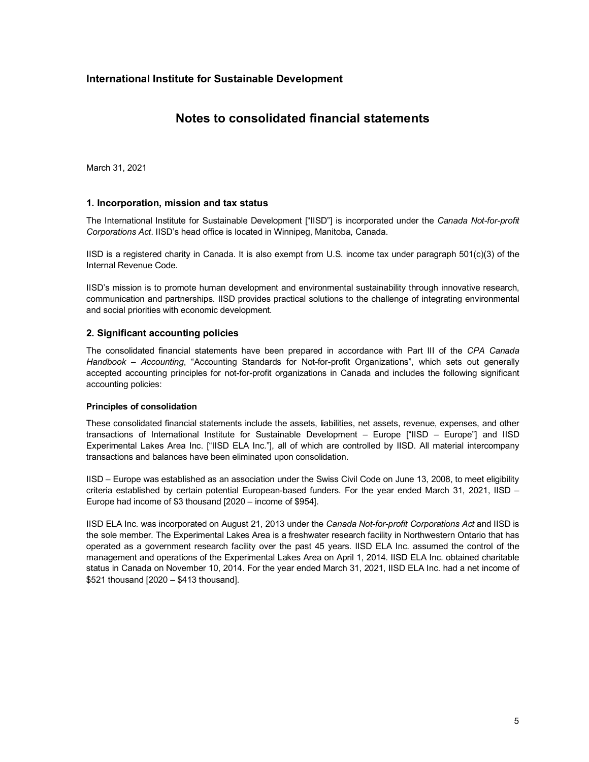## International Institute for Sustainable Development

# Notes to consolidated financial statements

March 31, 2021

### 1. Incorporation, mission and tax status

The International Institute for Sustainable Development ["IISD"] is incorporated under the *Canada Not-for-profit Corporations Act*. IISD's head office is located in Winnipeg, Manitoba, Canada.

IISD is a registered charity in Canada. It is also exempt from U.S. income tax under paragraph 501(c)(3) of the Internal Revenue Code.

IISD's mission is to promote human development and environmental sustainability through innovative research, communication and partnerships. IISD provides practical solutions to the challenge of integrating environmental and social priorities with economic development.

### 2. Significant accounting policies

The consolidated financial statements have been prepared in accordance with Part III of the *CPA Canada Handbook – Accounting*, "Accounting Standards for Not-for-profit Organizations", which sets out generally accepted accounting principles for not-for-profit organizations in Canada and includes the following significant accounting policies:

**Principles of consolidation**

These consolidated financial statements include the assets, liabilities, net assets, revenue, expenses, and other transactions of International Institute for Sustainable Development – Europe ["IISD – Europe"] and IISD Experimental Lakes Area Inc. ["IISD ELA Inc."], all of which are controlled by IISD. All material intercompany transactions and balances have been eliminated upon consolidation.

IISD – Europe was established as an association under the Swiss Civil Code on June 13, 2008, to meet eligibility criteria established by certain potential European-based funders. For the year ended March 31, 2021, IISD – Europe had income of $3 thousand [2020 – income of $954].

IISD ELA Inc. was incorporated on August 21, 2013 under the *Canada Not-for-profit Corporations Act* and IISD is the sole member. The Experimental Lakes Area is a freshwater research facility in Northwestern Ontario that has operated as a government research facility over the past 45 years. IISD ELA Inc. assumed the control of the management and operations of the Experimental Lakes Area on April 1, 2014. IISD ELA Inc. obtained charitable status in Canada on November 10, 2014. For the year ended March 31, 2021, IISD ELA Inc. had a net income of $521 thousand [2020 – $413 thousand].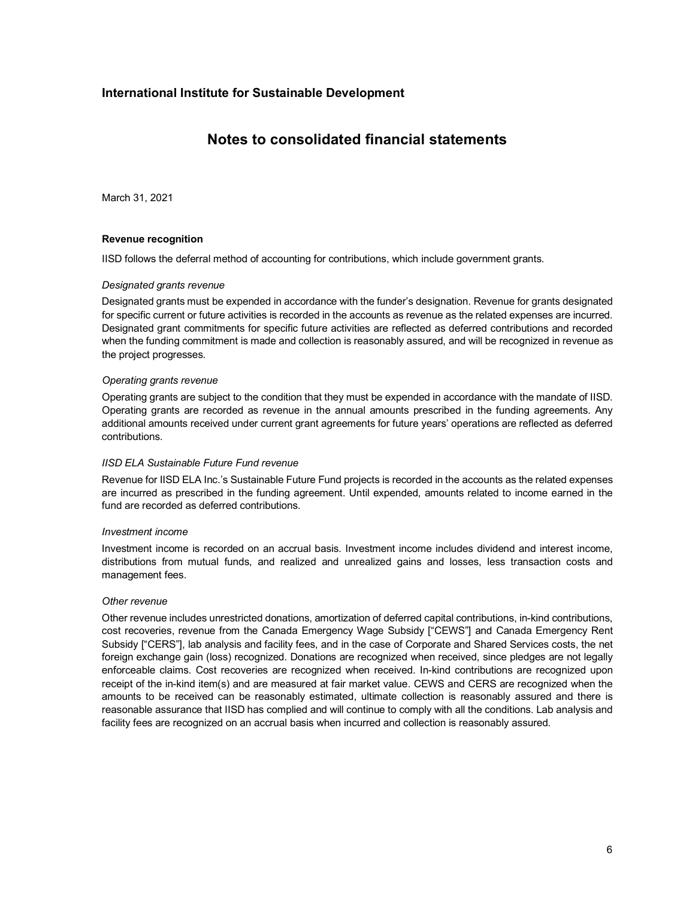March 31, 2021

**Revenue recognition**

IISD follows the deferral method of accounting for contributions, which include government grants.

*Designated grants revenue*

Designated grants must be expended in accordance with the funder's designation. Revenue for grants designated for specific current or future activities is recorded in the accounts as revenue as the related expenses are incurred. Designated grant commitments for specific future activities are reflected as deferred contributions and recorded when the funding commitment is made and collection is reasonably assured, and will be recognized in revenue as the project progresses.

*Operating grants revenue*

Operating grants are subject to the condition that they must be expended in accordance with the mandate of IISD. Operating grants are recorded as revenue in the annual amounts prescribed in the funding agreements. Any additional amounts received under current grant agreements for future years' operations are reflected as deferred contributions.

*IISD ELA Sustainable Future Fund revenue*

Revenue for IISD ELA Inc.'s Sustainable Future Fund projects is recorded in the accounts as the related expenses are incurred as prescribed in the funding agreement. Until expended, amounts related to income earned in the fund are recorded as deferred contributions.

*Investment income*

Investment income is recorded on an accrual basis. Investment income includes dividend and interest income, distributions from mutual funds, and realized and unrealized gains and losses, less transaction costs and management fees.

*Other revenue*

Other revenue includes unrestricted donations, amortization of deferred capital contributions, in-kind contributions, cost recoveries, revenue from the Canada Emergency Wage Subsidy ["CEWS"] and Canada Emergency Rent Subsidy ["CERS"], lab analysis and facility fees, and in the case of Corporate and Shared Services costs, the net foreign exchange gain (loss) recognized. Donations are recognized when received, since pledges are not legally enforceable claims. Cost recoveries are recognized when received. In-kind contributions are recognized upon receipt of the in-kind item(s) and are measured at fair market value. CEWS and CERS are recognized when the amounts to be received can be reasonably estimated, ultimate collection is reasonably assured and there is reasonable assurance that IISD has complied and will continue to comply with all the conditions. Lab analysis and facility fees are recognized on an accrual basis when incurred and collection is reasonably assured.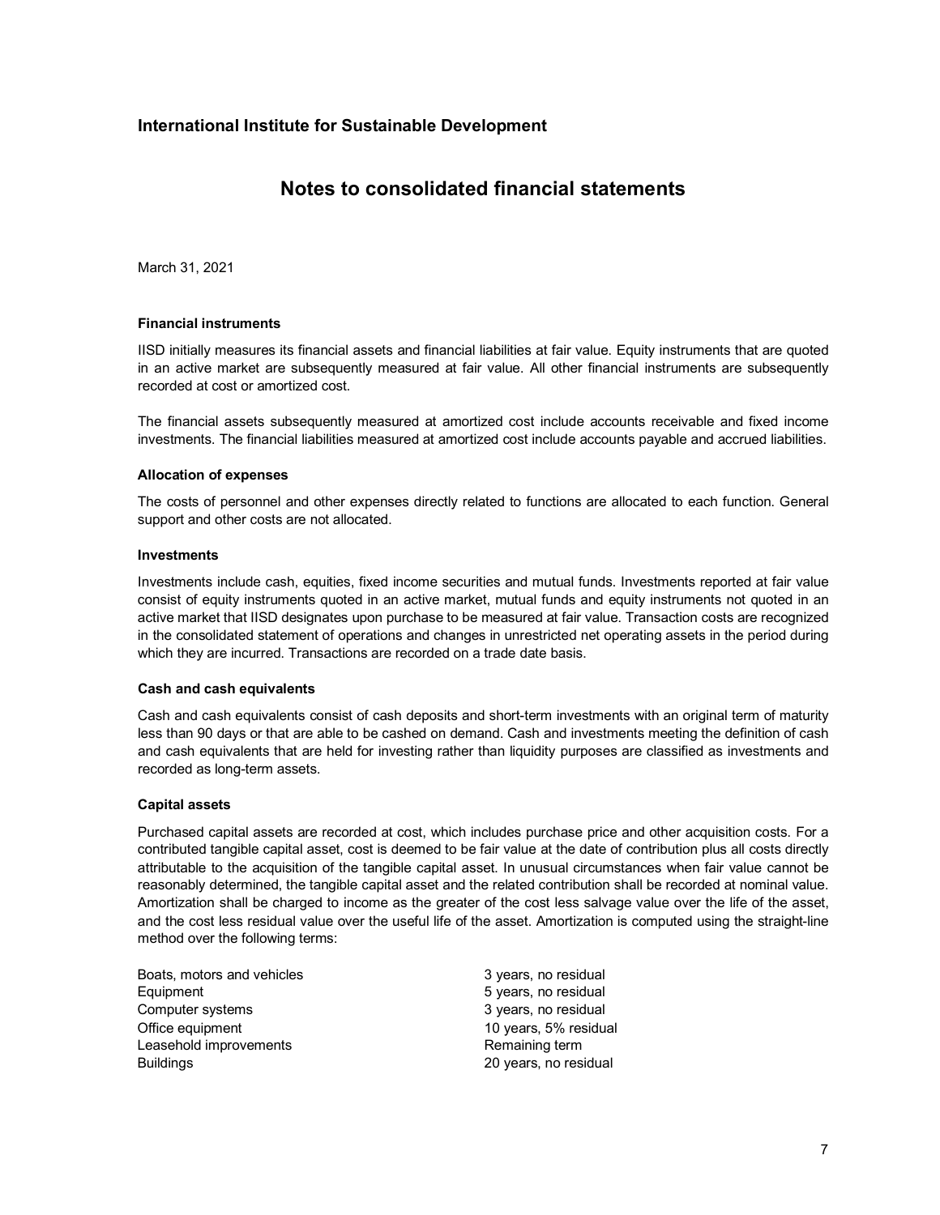# International Institute for Sustainable Development

## Notes to consolidated financial statements

March 31, 2021

### Financial instruments

IISD initially measures its financial assets and financial liabilities at fair value. Equity instruments that are quoted in an active market are subsequently measured at fair value. All other financial instruments are subsequently recorded at cost or amortized cost.

The financial assets subsequently measured at amortized cost include accounts receivable and fixed income investments. The financial liabilities measured at amortized cost include accounts payable and accrued liabilities.

### Allocation of expenses

The costs of personnel and other expenses directly related to functions are allocated to each function. General support and other costs are not allocated.

### Investments

Investments include cash, equities, fixed income securities and mutual funds. Investments reported at fair value consist of equity instruments quoted in an active market, mutual funds and equity instruments not quoted in an active market that IISD designates upon purchase to be measured at fair value. Transaction costs are recognized in the consolidated statement of operations and changes in unrestricted net operating assets in the period during which they are incurred. Transactions are recorded on a trade date basis.

### Cash and cash equivalents

Cash and cash equivalents consist of cash deposits and short-term investments with an original term of maturity less than 90 days or that are able to be cashed on demand. Cash and investments meeting the definition of cash and cash equivalents that are held for investing rather than liquidity purposes are classified as investments and recorded as long-term assets.

### Capital assets

Purchased capital assets are recorded at cost, which includes purchase price and other acquisition costs. For a contributed tangible capital asset, cost is deemed to be fair value at the date of contribution plus all costs directly attributable to the acquisition of the tangible capital asset. In unusual circumstances when fair value cannot be reasonably determined, the tangible capital asset and the related contribution shall be recorded at nominal value. Amortization shall be charged to income as the greater of the cost less salvage value over the life of the asset, and the cost less residual value over the useful life of the asset. Amortization is computed using the straight-line method over the following terms:

| | |
|---|---|
| Boats, motors and vehicles | 3 years, no residual |
| Equipment | 5 years, no residual |
| Computer systems | 3 years, no residual |
| Office equipment | 10 years, 5% residual |
| Leasehold improvements | Remaining term |
| Buildings | 20 years, no residual |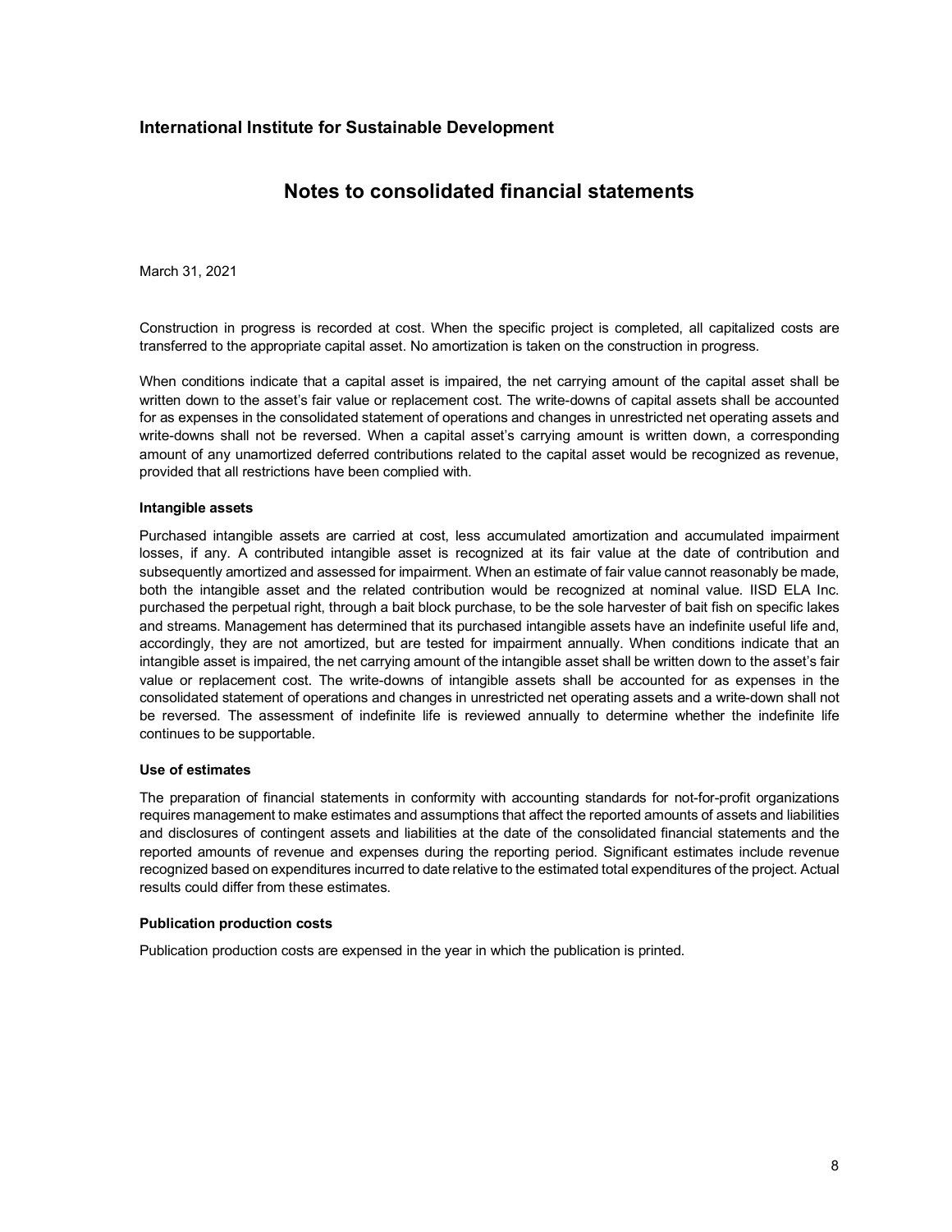Construction in progress is recorded at cost. When the specific project is completed, all capitalized costs are transferred to the appropriate capital asset. No amortization is taken on the construction in progress.

When conditions indicate that a capital asset is impaired, the net carrying amount of the capital asset shall be written down to the asset's fair value or replacement cost. The write-downs of capital assets shall be accounted for as expenses in the consolidated statement of operations and changes in unrestricted net operating assets and write-downs shall not be reversed. When a capital asset's carrying amount is written down, a corresponding amount of any unamortized deferred contributions related to the capital asset would be recognized as revenue, provided that all restrictions have been complied with.

**Intangible assets**

Purchased intangible assets are carried at cost, less accumulated amortization and accumulated impairment losses, if any. A contributed intangible asset is recognized at its fair value at the date of contribution and subsequently amortized and assessed for impairment. When an estimate of fair value cannot reasonably be made, both the intangible asset and the related contribution would be recognized at nominal value. IISD ELA Inc. purchased the perpetual right, through a bait block purchase, to be the sole harvester of bait fish on specific lakes and streams. Management has determined that its purchased intangible assets have an indefinite useful life and, accordingly, they are not amortized, but are tested for impairment annually. When conditions indicate that an intangible asset is impaired, the net carrying amount of the intangible asset shall be written down to the asset's fair value or replacement cost. The write-downs of intangible assets shall be accounted for as expenses in the consolidated statement of operations and changes in unrestricted net operating assets and a write-down shall not be reversed. The assessment of indefinite life is reviewed annually to determine whether the indefinite life continues to be supportable.

**Use of estimates**

The preparation of financial statements in conformity with accounting standards for not-for-profit organizations requires management to make estimates and assumptions that affect the reported amounts of assets and liabilities and disclosures of contingent assets and liabilities at the date of the consolidated financial statements and the reported amounts of revenue and expenses during the reporting period. Significant estimates include revenue recognized based on expenditures incurred to date relative to the estimated total expenditures of the project. Actual results could differ from these estimates.

**Publication production costs**

Publication production costs are expensed in the year in which the publication is printed.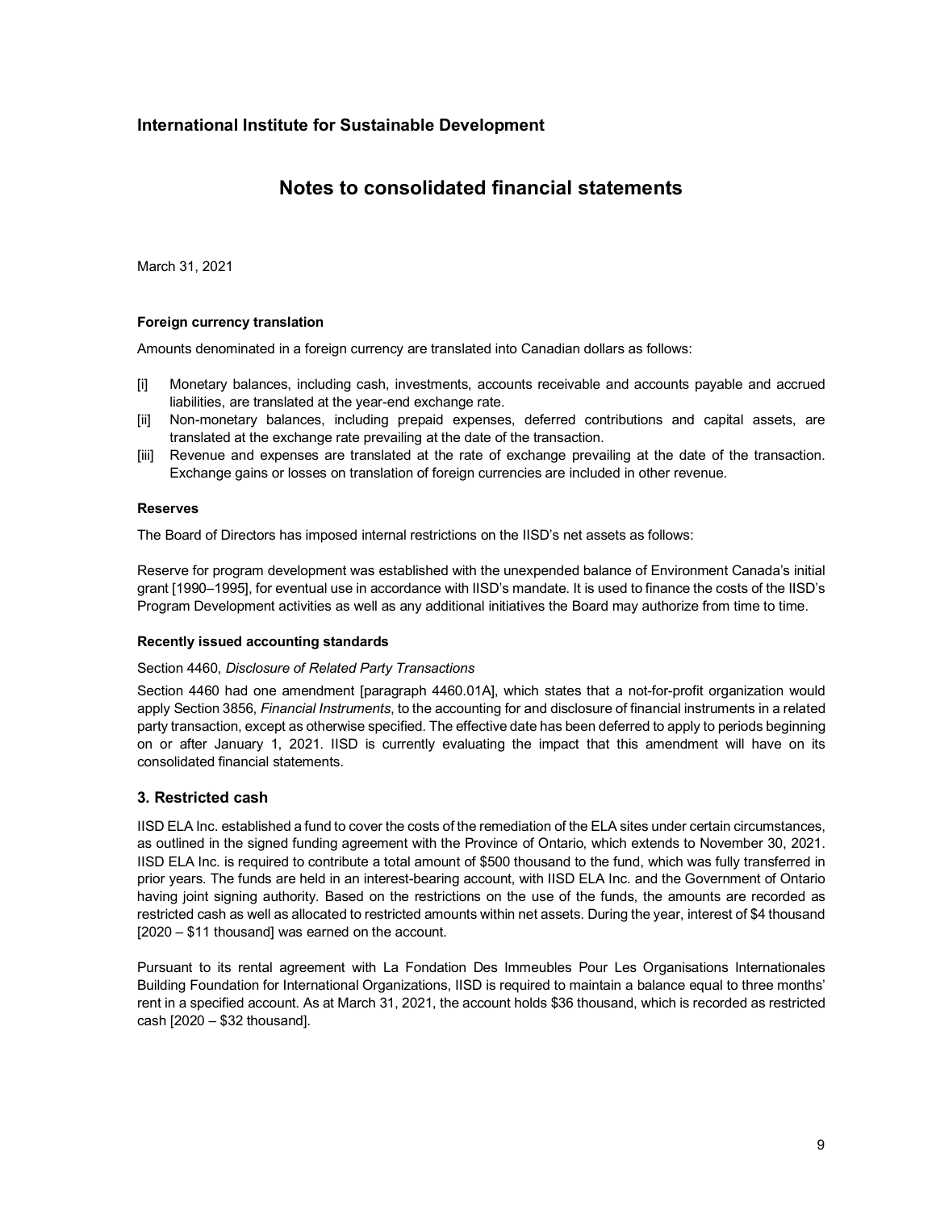# International Institute for Sustainable Development

## Notes to consolidated financial statements

March 31, 2021

**Foreign currency translation**

Amounts denominated in a foreign currency are translated into Canadian dollars as follows:

[i] Monetary balances, including cash, investments, accounts receivable and accounts payable and accrued liabilities, are translated at the year-end exchange rate.
[ii] Non-monetary balances, including prepaid expenses, deferred contributions and capital assets, are translated at the exchange rate prevailing at the date of the transaction.
[iii] Revenue and expenses are translated at the rate of exchange prevailing at the date of the transaction. Exchange gains or losses on translation of foreign currencies are included in other revenue.

**Reserves**

The Board of Directors has imposed internal restrictions on the IISD's net assets as follows:

Reserve for program development was established with the unexpended balance of Environment Canada's initial grant [1990–1995], for eventual use in accordance with IISD's mandate. It is used to finance the costs of the IISD's Program Development activities as well as any additional initiatives the Board may authorize from time to time.

**Recently issued accounting standards**

Section 4460, *Disclosure of Related Party Transactions*

Section 4460 had one amendment [paragraph 4460.01A], which states that a not-for-profit organization would apply Section 3856, *Financial Instruments*, to the accounting for and disclosure of financial instruments in a related party transaction, except as otherwise specified. The effective date has been deferred to apply to periods beginning on or after January 1, 2021. IISD is currently evaluating the impact that this amendment will have on its consolidated financial statements.

### 3. Restricted cash

IISD ELA Inc. established a fund to cover the costs of the remediation of the ELA sites under certain circumstances, as outlined in the signed funding agreement with the Province of Ontario, which extends to November 30, 2021. IISD ELA Inc. is required to contribute a total amount of $500 thousand to the fund, which was fully transferred in prior years. The funds are held in an interest-bearing account, with IISD ELA Inc. and the Government of Ontario having joint signing authority. Based on the restrictions on the use of the funds, the amounts are recorded as restricted cash as well as allocated to restricted amounts within net assets. During the year, interest of $4 thousand [2020 – $11 thousand] was earned on the account.

Pursuant to its rental agreement with La Fondation Des Immeubles Pour Les Organisations Internationales Building Foundation for International Organizations, IISD is required to maintain a balance equal to three months' rent in a specified account. As at March 31, 2021, the account holds $36 thousand, which is recorded as restricted cash [2020 – $32 thousand].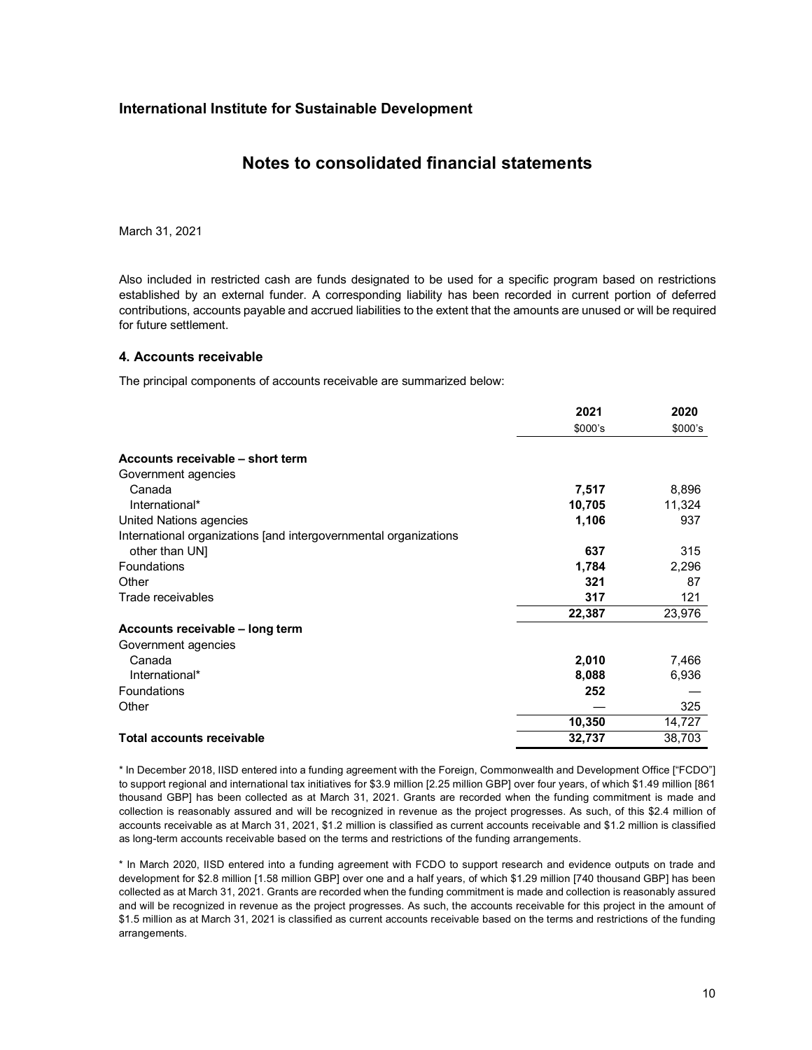**International Institute for Sustainable Development**

# Notes to consolidated financial statements

March 31, 2021

Also included in restricted cash are funds designated to be used for a specific program based on restrictions established by an external funder. A corresponding liability has been recorded in current portion of deferred contributions, accounts payable and accrued liabilities to the extent that the amounts are unused or will be required for future settlement.

### 4. Accounts receivable

The principal components of accounts receivable are summarized below:

| | 2021 | 2020 |
|---|---|---|
| | $000's | $000's |
| **Accounts receivable – short term** | | |
| Government agencies | | |
| Canada | **7,517** | 8,896 |
| International* | **10,705** | 11,324 |
| United Nations agencies | **1,106** | 937 |
| International organizations [and intergovernmental organizations other than UN] | **637** | 315 |
| Foundations | **1,784** | 2,296 |
| Other | **321** | 87 |
| Trade receivables | **317** | 121 |
| | **22,387** | 23,976 |
| **Accounts receivable – long term** | | |
| Government agencies | | |
| Canada | **2,010** | 7,466 |
| International* | **8,088** | 6,936 |
| Foundations | **252** | — |
| Other | — | 325 |
| | **10,350** | 14,727 |
| **Total accounts receivable** | **32,737** | 38,703 |

* In December 2018, IISD entered into a funding agreement with the Foreign, Commonwealth and Development Office ["FCDO"] to support regional and international tax initiatives for $3.9 million [2.25 million GBP] over four years, of which $1.49 million [861 thousand GBP] has been collected as at March 31, 2021. Grants are recorded when the funding commitment is made and collection is reasonably assured and will be recognized in revenue as the project progresses. As such, of this $2.4 million of accounts receivable as at March 31, 2021, $1.2 million is classified as current accounts receivable and $1.2 million is classified as long-term accounts receivable based on the terms and restrictions of the funding arrangements.

* In March 2020, IISD entered into a funding agreement with FCDO to support research and evidence outputs on trade and development for $2.8 million [1.58 million GBP] over one and a half years, of which $1.29 million [740 thousand GBP] has been collected as at March 31, 2021. Grants are recorded when the funding commitment is made and collection is reasonably assured and will be recognized in revenue as the project progresses. As such, the accounts receivable for this project in the amount of $1.5 million as at March 31, 2021 is classified as current accounts receivable based on the terms and restrictions of the funding arrangements.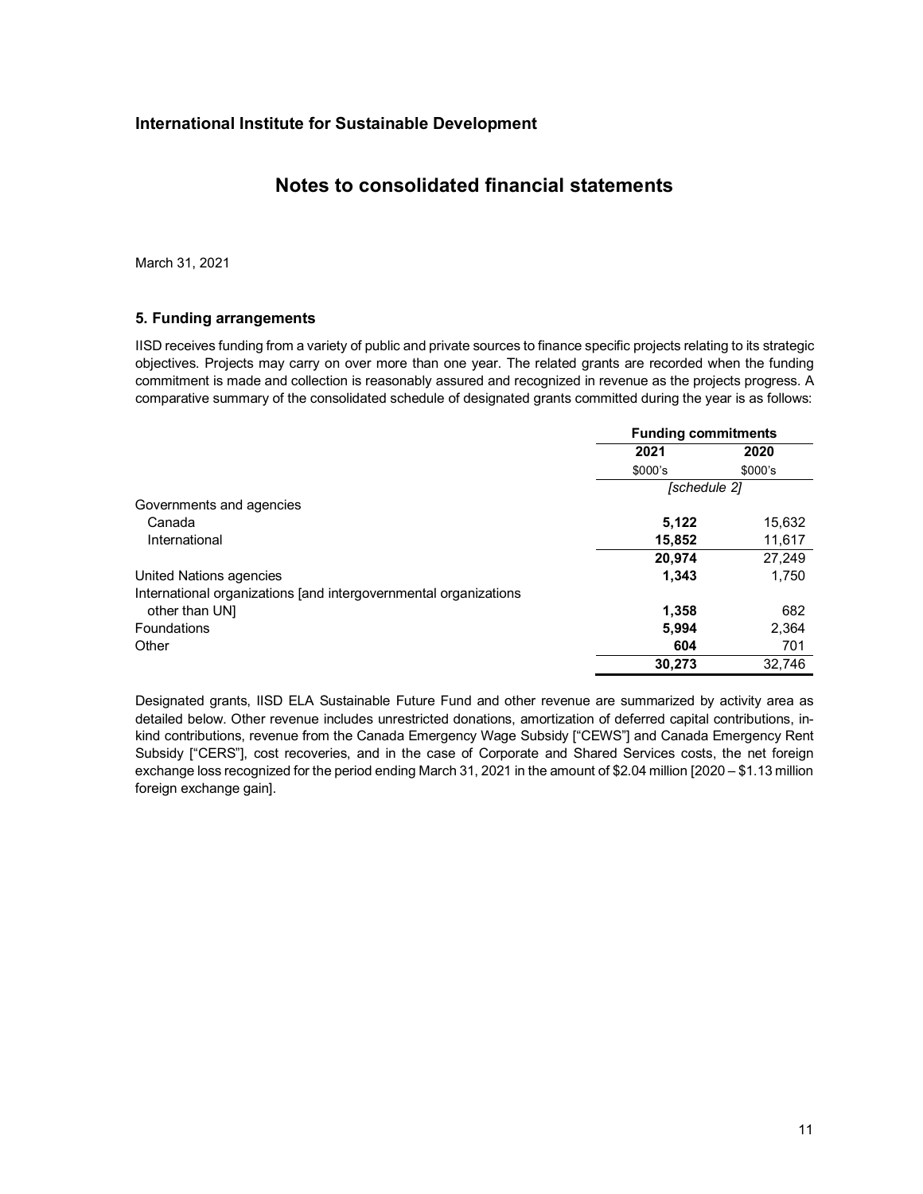**International Institute for Sustainable Development**

# Notes to consolidated financial statements

March 31, 2021

## 5. Funding arrangements

IISD receives funding from a variety of public and private sources to finance specific projects relating to its strategic objectives. Projects may carry on over more than one year. The related grants are recorded when the funding commitment is made and collection is reasonably assured and recognized in revenue as the projects progress. A comparative summary of the consolidated schedule of designated grants committed during the year is as follows:

| | Funding commitments | |
|---|---|---|
| | **2021** | **2020** |
| | $000's | $000's |
| | *[schedule 2]* | |
| Governments and agencies | | |
| Canada | **5,122** | 15,632 |
| International | **15,852** | 11,617 |
| | **20,974** | 27,249 |
| United Nations agencies | **1,343** | 1,750 |
| International organizations [and intergovernmental organizations other than UN] | **1,358** | 682 |
| Foundations | **5,994** | 2,364 |
| Other | **604** | 701 |
| | **30,273** | 32,746 |

Designated grants, IISD ELA Sustainable Future Fund and other revenue are summarized by activity area as detailed below. Other revenue includes unrestricted donations, amortization of deferred capital contributions, in-kind contributions, revenue from the Canada Emergency Wage Subsidy ["CEWS"] and Canada Emergency Rent Subsidy ["CERS"], cost recoveries, and in the case of Corporate and Shared Services costs, the net foreign exchange loss recognized for the period ending March 31, 2021 in the amount of $2.04 million [2020 – $1.13 million foreign exchange gain].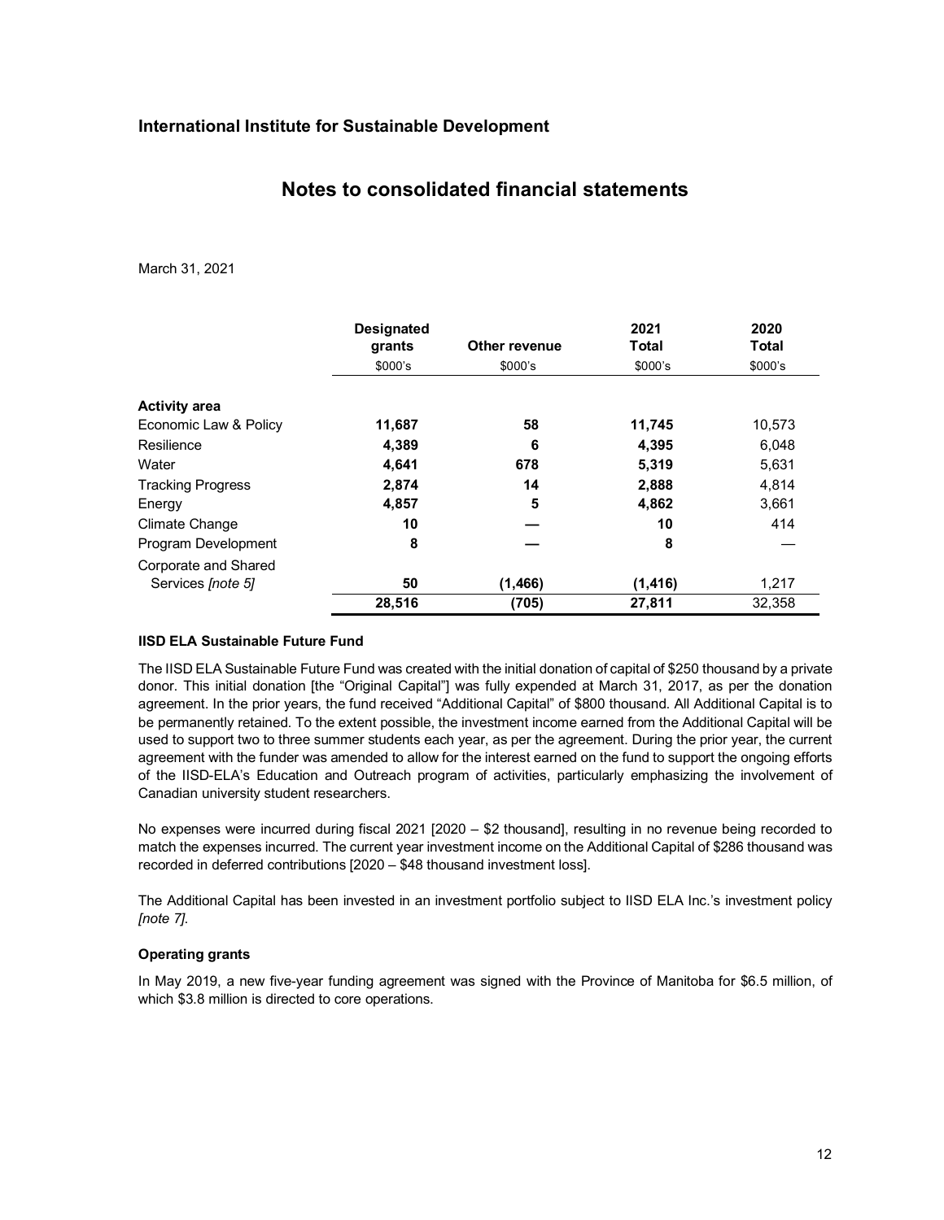## International Institute for Sustainable Development

# Notes to consolidated financial statements

March 31, 2021

| | Designated grants | Other revenue | 2021 Total | 2020 Total |
|---|---|---|---|---|
| | $000's | $000's | $000's | $000's |
| **Activity area** | | | | |
| Economic Law & Policy | **11,687** | **58** | **11,745** | 10,573 |
| Resilience | **4,389** | **6** | **4,395** | 6,048 |
| Water | **4,641** | **678** | **5,319** | 5,631 |
| Tracking Progress | **2,874** | **14** | **2,888** | 4,814 |
| Energy | **4,857** | **5** | **4,862** | 3,661 |
| Climate Change | **10** | **—** | **10** | 414 |
| Program Development | **8** | **—** | **8** | — |
| Corporate and Shared Services *[note 5]* | **50** | **(1,466)** | **(1,416)** | 1,217 |
| | **28,516** | **(705)** | **27,811** | 32,358 |

### IISD ELA Sustainable Future Fund

The IISD ELA Sustainable Future Fund was created with the initial donation of capital of $250 thousand by a private donor. This initial donation [the "Original Capital"] was fully expended at March 31, 2017, as per the donation agreement. In the prior years, the fund received "Additional Capital" of $800 thousand. All Additional Capital is to be permanently retained. To the extent possible, the investment income earned from the Additional Capital will be used to support two to three summer students each year, as per the agreement. During the prior year, the current agreement with the funder was amended to allow for the interest earned on the fund to support the ongoing efforts of the IISD-ELA's Education and Outreach program of activities, particularly emphasizing the involvement of Canadian university student researchers.

No expenses were incurred during fiscal 2021 [2020 – $2 thousand], resulting in no revenue being recorded to match the expenses incurred. The current year investment income on the Additional Capital of $286 thousand was recorded in deferred contributions [2020 – $48 thousand investment loss].

The Additional Capital has been invested in an investment portfolio subject to IISD ELA Inc.'s investment policy *[note 7]*.

### Operating grants

In May 2019, a new five-year funding agreement was signed with the Province of Manitoba for $6.5 million, of which $3.8 million is directed to core operations.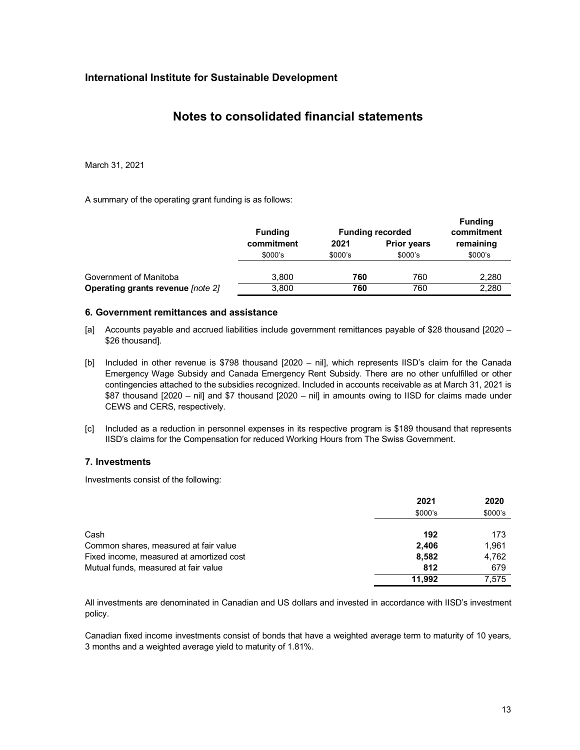## International Institute for Sustainable Development

# Notes to consolidated financial statements

March 31, 2021

A summary of the operating grant funding is as follows:

| | Funding commitment | Funding recorded | | Funding commitment remaining |
|---|---|---|---|---|
| | | 2021 | Prior years | |
| | $000's | $000's | $000's | $000's |
| Government of Manitoba | 3,800 | **760** | 760 | 2,280 |
| **Operating grants revenue** *[note 2]* | 3,800 | **760** | 760 | 2,280 |

### 6. Government remittances and assistance

[a] Accounts payable and accrued liabilities include government remittances payable of $28 thousand [2020 – $26 thousand].

[b] Included in other revenue is $798 thousand [2020 – nil], which represents IISD's claim for the Canada Emergency Wage Subsidy and Canada Emergency Rent Subsidy. There are no other unfulfilled or other contingencies attached to the subsidies recognized. Included in accounts receivable as at March 31, 2021 is $87 thousand [2020 – nil] and $7 thousand [2020 – nil] in amounts owing to IISD for claims made under CEWS and CERS, respectively.

[c] Included as a reduction in personnel expenses in its respective program is $189 thousand that represents IISD's claims for the Compensation for reduced Working Hours from The Swiss Government.

### 7. Investments

Investments consist of the following:

| | 2021 | 2020 |
|---|---|---|
| | $000's | $000's |
| Cash | **192** | 173 |
| Common shares, measured at fair value | **2,406** | 1,961 |
| Fixed income, measured at amortized cost | **8,582** | 4,762 |
| Mutual funds, measured at fair value | **812** | 679 |
| | **11,992** | 7,575 |

All investments are denominated in Canadian and US dollars and invested in accordance with IISD's investment policy.

Canadian fixed income investments consist of bonds that have a weighted average term to maturity of 10 years, 3 months and a weighted average yield to maturity of 1.81%.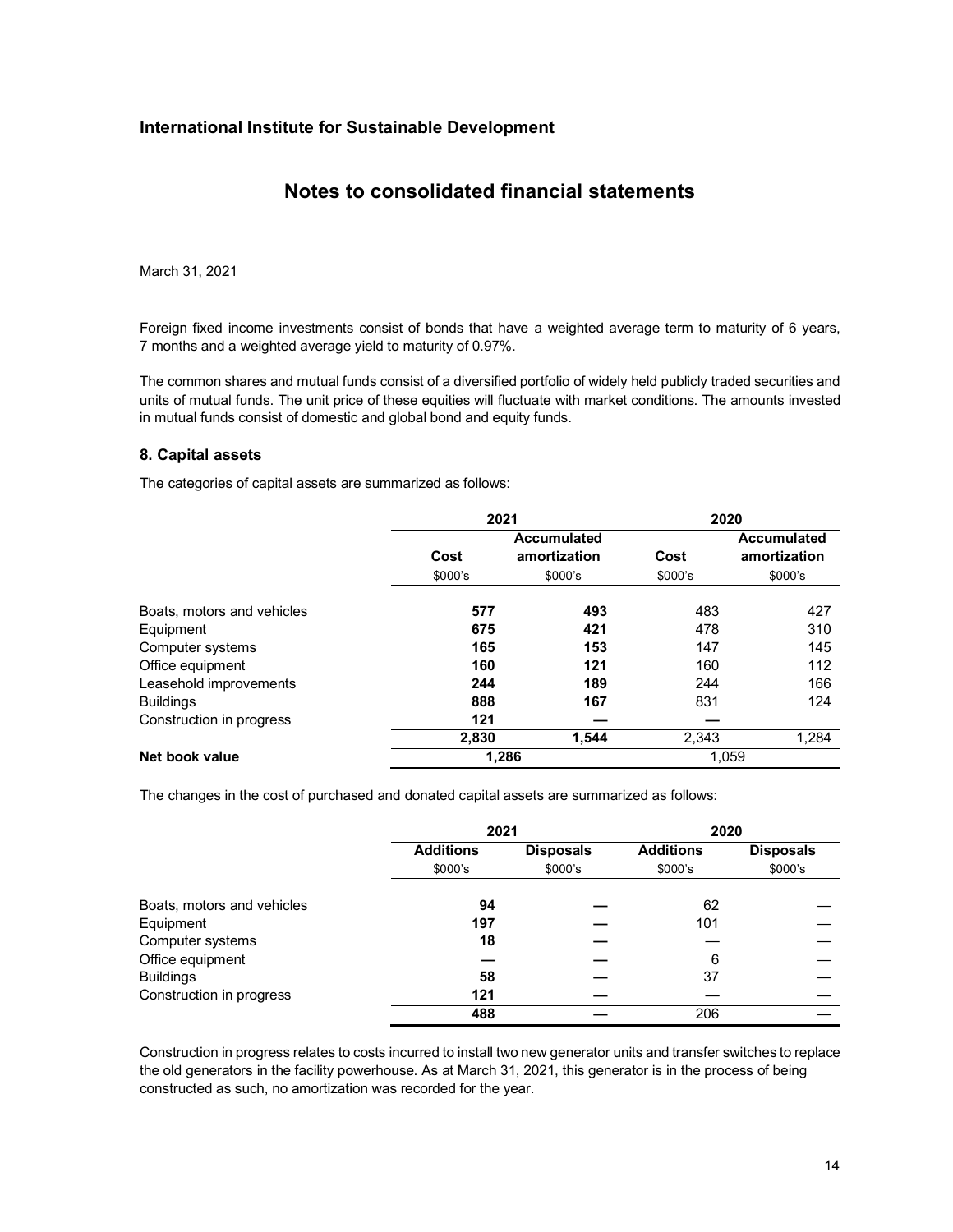**International Institute for Sustainable Development**

# Notes to consolidated financial statements

March 31, 2021

Foreign fixed income investments consist of bonds that have a weighted average term to maturity of 6 years, 7 months and a weighted average yield to maturity of 0.97%.

The common shares and mutual funds consist of a diversified portfolio of widely held publicly traded securities and units of mutual funds. The unit price of these equities will fluctuate with market conditions. The amounts invested in mutual funds consist of domestic and global bond and equity funds.

## 8. Capital assets

The categories of capital assets are summarized as follows:

| | 2021 | | 2020 | |
|---|---|---|---|---|
| | **Cost** | **Accumulated amortization** | **Cost** | **Accumulated amortization** |
| | $000's | $000's | $000's | $000's |
| Boats, motors and vehicles | **577** | **493** | 483 | 427 |
| Equipment | **675** | **421** | 478 | 310 |
| Computer systems | **165** | **153** | 147 | 145 |
| Office equipment | **160** | **121** | 160 | 112 |
| Leasehold improvements | **244** | **189** | 244 | 166 |
| Buildings | **888** | **167** | 831 | 124 |
| Construction in progress | **121** | **—** | — | |
| | **2,830** | **1,544** | 2,343 | 1,284 |
| **Net book value** | **1,286** | | 1,059 | |

The changes in the cost of purchased and donated capital assets are summarized as follows:

| | 2021 | | 2020 | |
|---|---|---|---|---|
| | **Additions** | **Disposals** | **Additions** | **Disposals** |
| | $000's | $000's | $000's | $000's |
| Boats, motors and vehicles | **94** | **—** | 62 | — |
| Equipment | **197** | **—** | 101 | — |
| Computer systems | **18** | **—** | — | — |
| Office equipment | **—** | **—** | 6 | — |
| Buildings | **58** | **—** | 37 | — |
| Construction in progress | **121** | **—** | — | — |
| | **488** | **—** | 206 | — |

Construction in progress relates to costs incurred to install two new generator units and transfer switches to replace the old generators in the facility powerhouse. As at March 31, 2021, this generator is in the process of being constructed as such, no amortization was recorded for the year.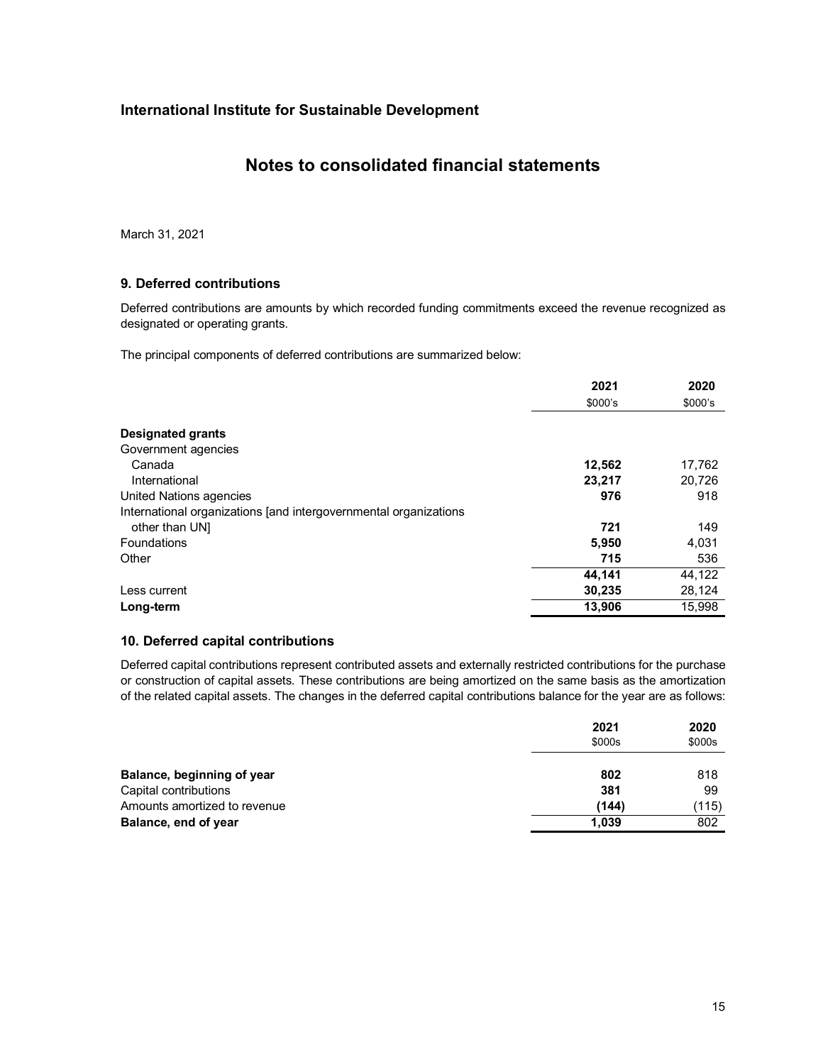**International Institute for Sustainable Development**

# Notes to consolidated financial statements

March 31, 2021

## 9. Deferred contributions

Deferred contributions are amounts by which recorded funding commitments exceed the revenue recognized as designated or operating grants.

The principal components of deferred contributions are summarized below:

| | 2021 | 2020 |
|---|---|---|
| | $000's | $000's |
| **Designated grants** | | |
| Government agencies | | |
| Canada | **12,562** | 17,762 |
| International | **23,217** | 20,726 |
| United Nations agencies | **976** | 918 |
| International organizations [and intergovernmental organizations other than UN] | **721** | 149 |
| Foundations | **5,950** | 4,031 |
| Other | **715** | 536 |
| | **44,141** | 44,122 |
| Less current | **30,235** | 28,124 |
| **Long-term** | **13,906** | 15,998 |

## 10. Deferred capital contributions

Deferred capital contributions represent contributed assets and externally restricted contributions for the purchase or construction of capital assets. These contributions are being amortized on the same basis as the amortization of the related capital assets. The changes in the deferred capital contributions balance for the year are as follows:

| | 2021 | 2020 |
|---|---|---|
| | $000s | $000s |
| **Balance, beginning of year** | **802** | 818 |
| Capital contributions | **381** | 99 |
| Amounts amortized to revenue | **(144)** | (115) |
| **Balance, end of year** | **1,039** | 802 |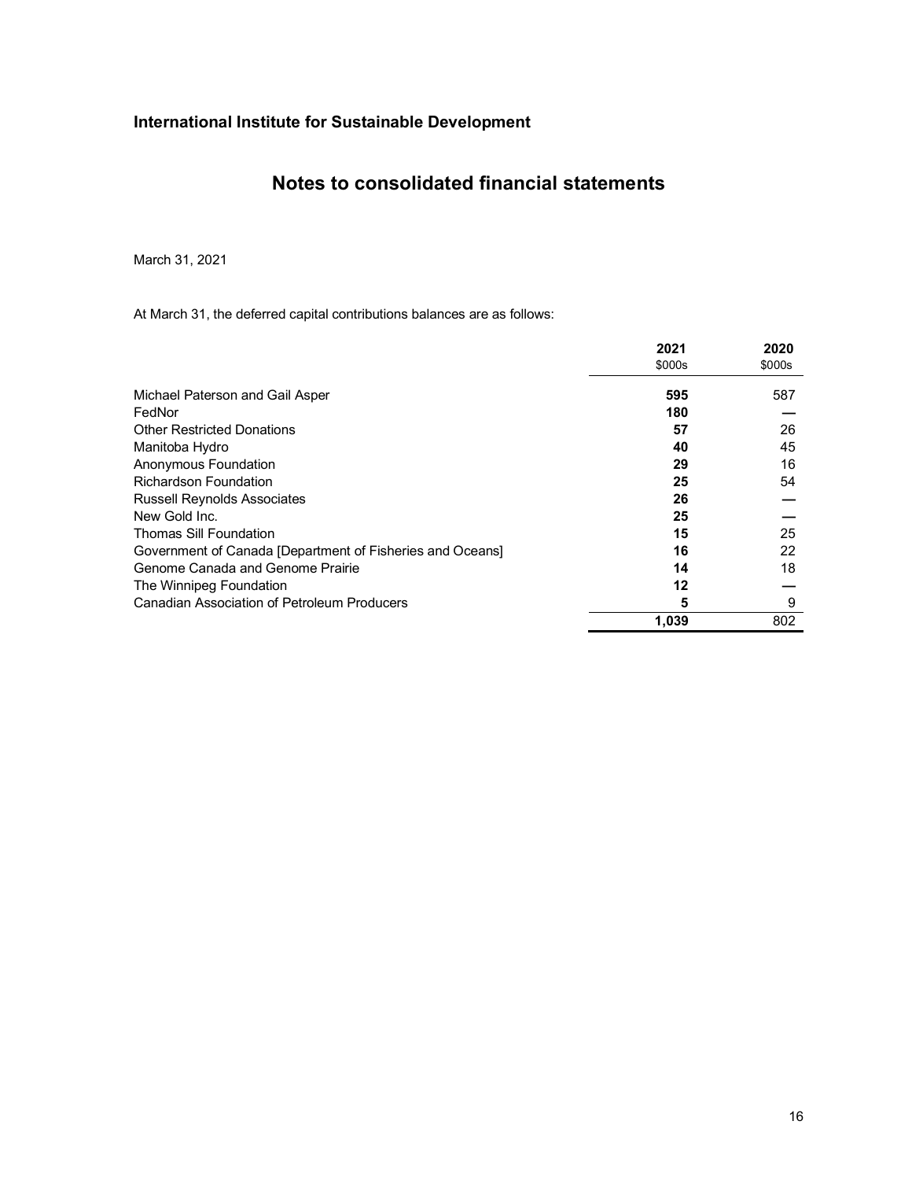**International Institute for Sustainable Development**

# Notes to consolidated financial statements

March 31, 2021

At March 31, the deferred capital contributions balances are as follows:

| | 2021 | 2020 |
|---|---|---|
| | $000s | $000s |
| Michael Paterson and Gail Asper | **595** | 587 |
| FedNor | **180** | — |
| Other Restricted Donations | **57** | 26 |
| Manitoba Hydro | **40** | 45 |
| Anonymous Foundation | **29** | 16 |
| Richardson Foundation | **25** | 54 |
| Russell Reynolds Associates | **26** | — |
| New Gold Inc. | **25** | — |
| Thomas Sill Foundation | **15** | 25 |
| Government of Canada [Department of Fisheries and Oceans] | **16** | 22 |
| Genome Canada and Genome Prairie | **14** | 18 |
| The Winnipeg Foundation | **12** | — |
| Canadian Association of Petroleum Producers | **5** | 9 |
| | **1,039** | 802 |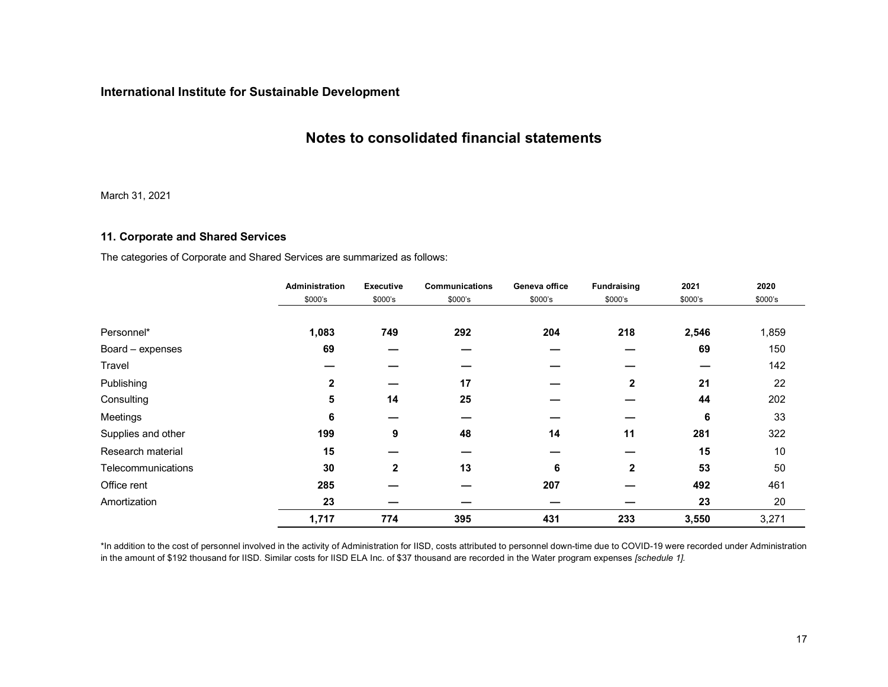**International Institute for Sustainable Development**

# Notes to consolidated financial statements

March 31, 2021

### 11. Corporate and Shared Services

The categories of Corporate and Shared Services are summarized as follows:

| | Administration | Executive | Communications | Geneva office | Fundraising | 2021 | 2020 |
|---|---|---|---|---|---|---|---|
| | $000's | $000's | $000's | $000's | $000's | $000's | $000's |
| Personnel* | **1,083** | **749** | **292** | **204** | **218** | **2,546** | 1,859 |
| Board – expenses | **69** | **—** | **—** | **—** | **—** | **69** | 150 |
| Travel | **—** | **—** | **—** | **—** | **—** | **—** | 142 |
| Publishing | **2** | **—** | **17** | **—** | **2** | **21** | 22 |
| Consulting | **5** | **14** | **25** | **—** | **—** | **44** | 202 |
| Meetings | **6** | **—** | **—** | **—** | **—** | **6** | 33 |
| Supplies and other | **199** | **9** | **48** | **14** | **11** | **281** | 322 |
| Research material | **15** | **—** | **—** | **—** | **—** | **15** | 10 |
| Telecommunications | **30** | **2** | **13** | **6** | **2** | **53** | 50 |
| Office rent | **285** | **—** | **—** | **207** | **—** | **492** | 461 |
| Amortization | **23** | **—** | **—** | **—** | **—** | **23** | 20 |
| | **1,717** | **774** | **395** | **431** | **233** | **3,550** | 3,271 |

*In addition to the cost of personnel involved in the activity of Administration for IISD, costs attributed to personnel down-time due to COVID-19 were recorded under Administration in the amount of $192 thousand for IISD. Similar costs for IISD ELA Inc. of $37 thousand are recorded in the Water program expenses *[schedule 1].*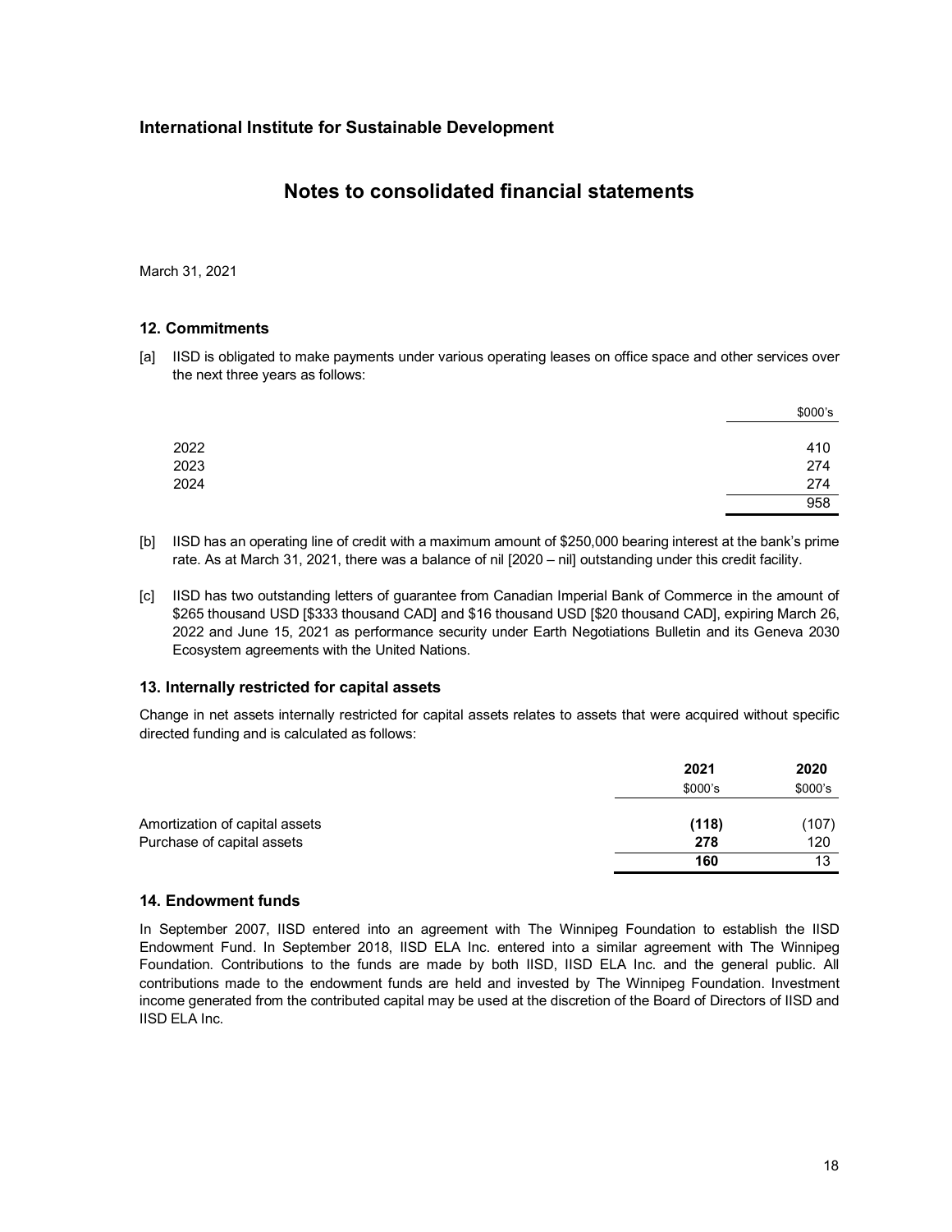## International Institute for Sustainable Development

# Notes to consolidated financial statements

March 31, 2021

### 12. Commitments

[a] IISD is obligated to make payments under various operating leases on office space and other services over the next three years as follows:

| | $000's |
|---|---|
| 2022 | 410 |
| 2023 | 274 |
| 2024 | 274 |
| | 958 |

[b] IISD has an operating line of credit with a maximum amount of $250,000 bearing interest at the bank's prime rate. As at March 31, 2021, there was a balance of nil [2020 – nil] outstanding under this credit facility.

[c] IISD has two outstanding letters of guarantee from Canadian Imperial Bank of Commerce in the amount of $265 thousand USD [$333 thousand CAD] and $16 thousand USD [$20 thousand CAD], expiring March 26, 2022 and June 15, 2021 as performance security under Earth Negotiations Bulletin and its Geneva 2030 Ecosystem agreements with the United Nations.

### 13. Internally restricted for capital assets

Change in net assets internally restricted for capital assets relates to assets that were acquired without specific directed funding and is calculated as follows:

| | **2021** | **2020** |
|---|---|---|
| | $000's | $000's |
| Amortization of capital assets | **(118)** | (107) |
| Purchase of capital assets | **278** | 120 |
| | **160** | 13 |

### 14. Endowment funds

In September 2007, IISD entered into an agreement with The Winnipeg Foundation to establish the IISD Endowment Fund. In September 2018, IISD ELA Inc. entered into a similar agreement with The Winnipeg Foundation. Contributions to the funds are made by both IISD, IISD ELA Inc. and the general public. All contributions made to the endowment funds are held and invested by The Winnipeg Foundation. Investment income generated from the contributed capital may be used at the discretion of the Board of Directors of IISD and IISD ELA Inc.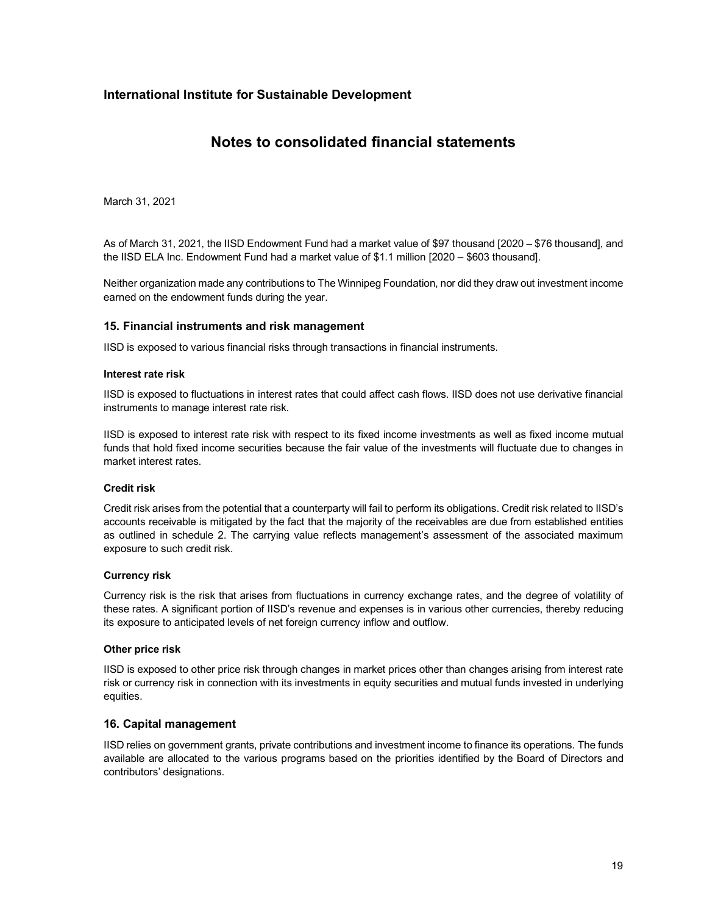March 31, 2021

As of March 31, 2021, the IISD Endowment Fund had a market value of $97 thousand [2020 – $76 thousand], and the IISD ELA Inc. Endowment Fund had a market value of $1.1 million [2020 – $603 thousand].

Neither organization made any contributions to The Winnipeg Foundation, nor did they draw out investment income earned on the endowment funds during the year.

## 15. Financial instruments and risk management

IISD is exposed to various financial risks through transactions in financial instruments.

### Interest rate risk

IISD is exposed to fluctuations in interest rates that could affect cash flows. IISD does not use derivative financial instruments to manage interest rate risk.

IISD is exposed to interest rate risk with respect to its fixed income investments as well as fixed income mutual funds that hold fixed income securities because the fair value of the investments will fluctuate due to changes in market interest rates.

### Credit risk

Credit risk arises from the potential that a counterparty will fail to perform its obligations. Credit risk related to IISD's accounts receivable is mitigated by the fact that the majority of the receivables are due from established entities as outlined in schedule 2. The carrying value reflects management's assessment of the associated maximum exposure to such credit risk.

### Currency risk

Currency risk is the risk that arises from fluctuations in currency exchange rates, and the degree of volatility of these rates. A significant portion of IISD's revenue and expenses is in various other currencies, thereby reducing its exposure to anticipated levels of net foreign currency inflow and outflow.

### Other price risk

IISD is exposed to other price risk through changes in market prices other than changes arising from interest rate risk or currency risk in connection with its investments in equity securities and mutual funds invested in underlying equities.

## 16. Capital management

IISD relies on government grants, private contributions and investment income to finance its operations. The funds available are allocated to the various programs based on the priorities identified by the Board of Directors and contributors' designations.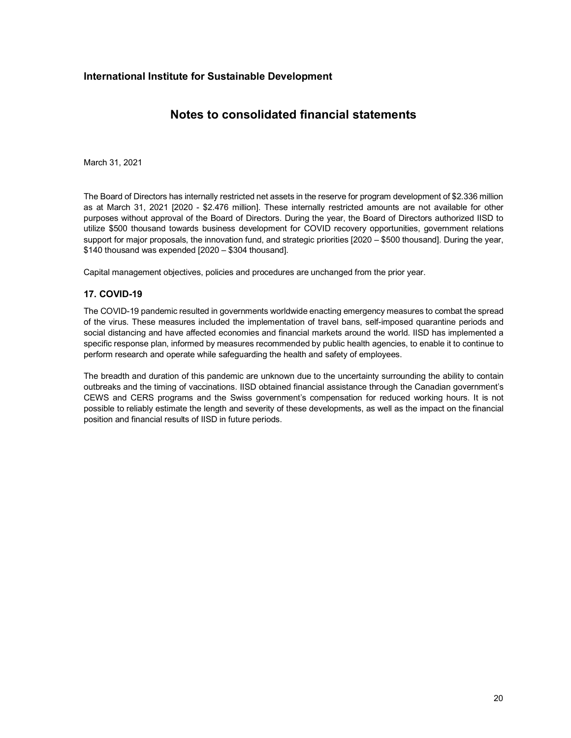March 31, 2021

The Board of Directors has internally restricted net assets in the reserve for program development of $2.336 million as at March 31, 2021 [2020 - $2.476 million]. These internally restricted amounts are not available for other purposes without approval of the Board of Directors. During the year, the Board of Directors authorized IISD to utilize $500 thousand towards business development for COVID recovery opportunities, government relations support for major proposals, the innovation fund, and strategic priorities [2020 – $500 thousand]. During the year, $140 thousand was expended [2020 – $304 thousand].

Capital management objectives, policies and procedures are unchanged from the prior year.

### 17. COVID-19

The COVID-19 pandemic resulted in governments worldwide enacting emergency measures to combat the spread of the virus. These measures included the implementation of travel bans, self-imposed quarantine periods and social distancing and have affected economies and financial markets around the world. IISD has implemented a specific response plan, informed by measures recommended by public health agencies, to enable it to continue to perform research and operate while safeguarding the health and safety of employees.

The breadth and duration of this pandemic are unknown due to the uncertainty surrounding the ability to contain outbreaks and the timing of vaccinations. IISD obtained financial assistance through the Canadian government's CEWS and CERS programs and the Swiss government's compensation for reduced working hours. It is not possible to reliably estimate the length and severity of these developments, as well as the impact on the financial position and financial results of IISD in future periods.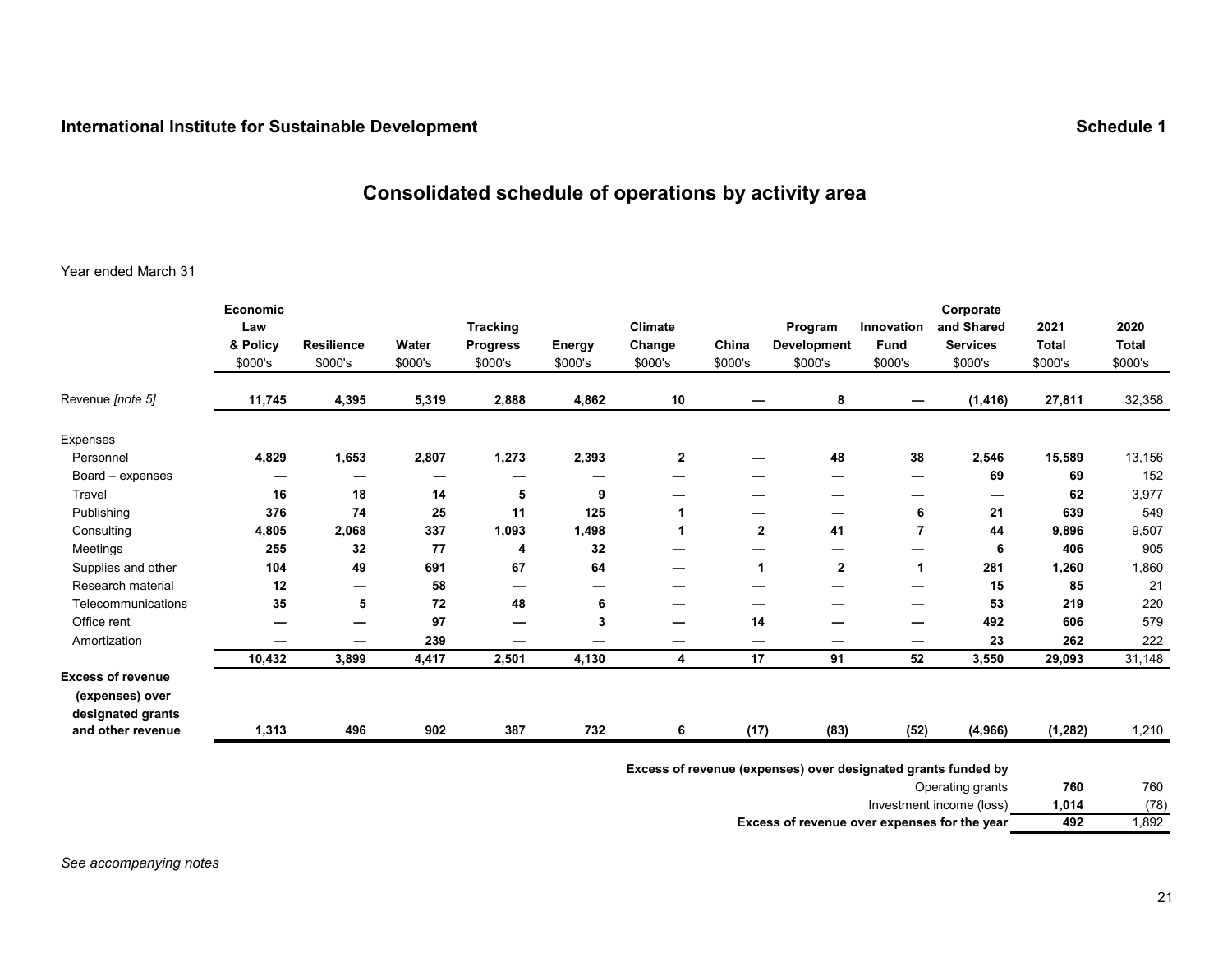**International Institute for Sustainable Development** **Schedule 1**

## Consolidated schedule of operations by activity area

Year ended March 31

| | Economic Law & Policy | Resilience | Water | Tracking Progress | Energy | Climate Change | China | Program Development | Innovation Fund | Corporate and Shared Services | 2021 Total | 2020 Total |
|---|---|---|---|---|---|---|---|---|---|---|---|---|
| | $000's | $000's | $000's | $000's | $000's | $000's | $000's | $000's | $000's | $000's | $000's | $000's |
| Revenue *[note 5]* | **11,745** | **4,395** | **5,319** | **2,888** | **4,862** | **10** | **—** | **8** | **—** | **(1,416)** | **27,811** | 32,358 |
| Expenses | | | | | | | | | | | | |
| Personnel | **4,829** | **1,653** | **2,807** | **1,273** | **2,393** | **2** | **—** | **48** | **38** | **2,546** | **15,589** | 13,156 |
| Board – expenses | **—** | **—** | **—** | **—** | **—** | **—** | **—** | **—** | **—** | **69** | **69** | 152 |
| Travel | **16** | **18** | **14** | **5** | **9** | **—** | **—** | **—** | **—** | **—** | **62** | 3,977 |
| Publishing | **376** | **74** | **25** | **11** | **125** | **1** | **—** | **—** | **6** | **21** | **639** | 549 |
| Consulting | **4,805** | **2,068** | **337** | **1,093** | **1,498** | **1** | **2** | **41** | **7** | **44** | **9,896** | 9,507 |
| Meetings | **255** | **32** | **77** | **4** | **32** | **—** | **—** | **—** | **—** | **6** | **406** | 905 |
| Supplies and other | **104** | **49** | **691** | **67** | **64** | **—** | **1** | **2** | **1** | **281** | **1,260** | 1,860 |
| Research material | **12** | **—** | **58** | **—** | **—** | **—** | **—** | **—** | **—** | **15** | **85** | 21 |
| Telecommunications | **35** | **5** | **72** | **48** | **6** | **—** | **—** | **—** | **—** | **53** | **219** | 220 |
| Office rent | **—** | **—** | **97** | **—** | **3** | **—** | **14** | **—** | **—** | **492** | **606** | 579 |
| Amortization | **—** | **—** | **239** | **—** | **—** | **—** | **—** | **—** | **—** | **23** | **262** | 222 |
| | **10,432** | **3,899** | **4,417** | **2,501** | **4,130** | **4** | **17** | **91** | **52** | **3,550** | **29,093** | 31,148 |
| **Excess of revenue (expenses) over designated grants and other revenue** | **1,313** | **496** | **902** | **387** | **732** | **6** | **(17)** | **(83)** | **(52)** | **(4,966)** | **(1,282)** | 1,210 |

| **Excess of revenue (expenses) over designated grants funded by** | | |
|---|---|---|
| Operating grants | **760** | 760 |
| Investment income (loss) | **1,014** | (78) |
| **Excess of revenue over expenses for the year** | **492** | 1,892 |

*See accompanying notes*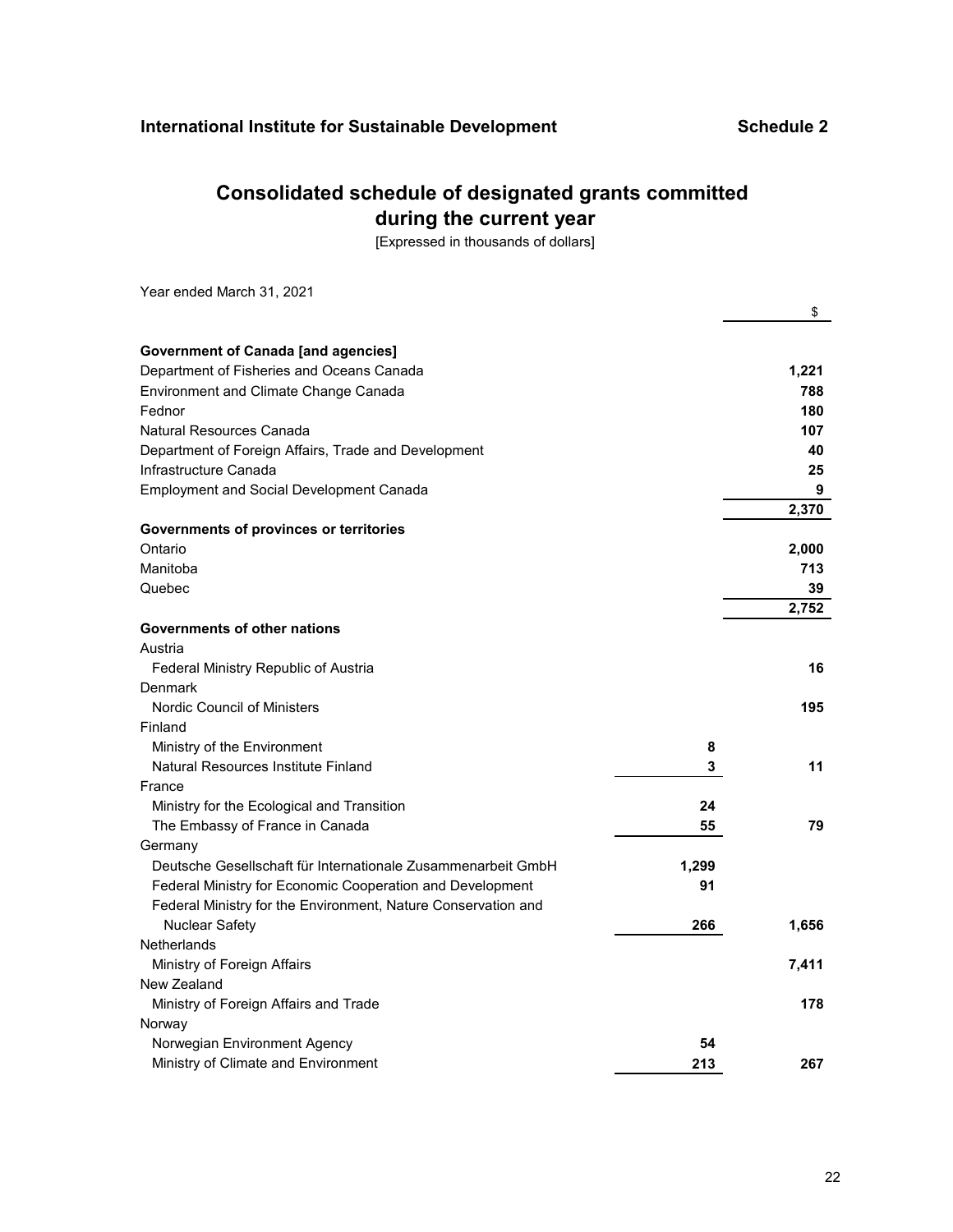**International Institute for Sustainable Development** **Schedule 2**

# Consolidated schedule of designated grants committed during the current year

[Expressed in thousands of dollars]

Year ended March 31, 2021

| | | $ |
|---|---|---|
| **Government of Canada [and agencies]** | | |
| Department of Fisheries and Oceans Canada | | **1,221** |
| Environment and Climate Change Canada | | **788** |
| Fednor | | **180** |
| Natural Resources Canada | | **107** |
| Department of Foreign Affairs, Trade and Development | | **40** |
| Infrastructure Canada | | **25** |
| Employment and Social Development Canada | | **9** |
| | | **2,370** |
| **Governments of provinces or territories** | | |
| Ontario | | **2,000** |
| Manitoba | | **713** |
| Quebec | | **39** |
| | | **2,752** |
| **Governments of other nations** | | |
| Austria | | |
| Federal Ministry Republic of Austria | | **16** |
| Denmark | | |
| Nordic Council of Ministers | | **195** |
| Finland | | |
| Ministry of the Environment | **8** | |
| Natural Resources Institute Finland | **3** | **11** |
| France | | |
| Ministry for the Ecological and Transition | **24** | |
| The Embassy of France in Canada | **55** | **79** |
| Germany | | |
| Deutsche Gesellschaft für Internationale Zusammenarbeit GmbH | **1,299** | |
| Federal Ministry for Economic Cooperation and Development | **91** | |
| Federal Ministry for the Environment, Nature Conservation and Nuclear Safety | **266** | **1,656** |
| Netherlands | | |
| Ministry of Foreign Affairs | | **7,411** |
| New Zealand | | |
| Ministry of Foreign Affairs and Trade | | **178** |
| Norway | | |
| Norwegian Environment Agency | **54** | |
| Ministry of Climate and Environment | **213** | **267** |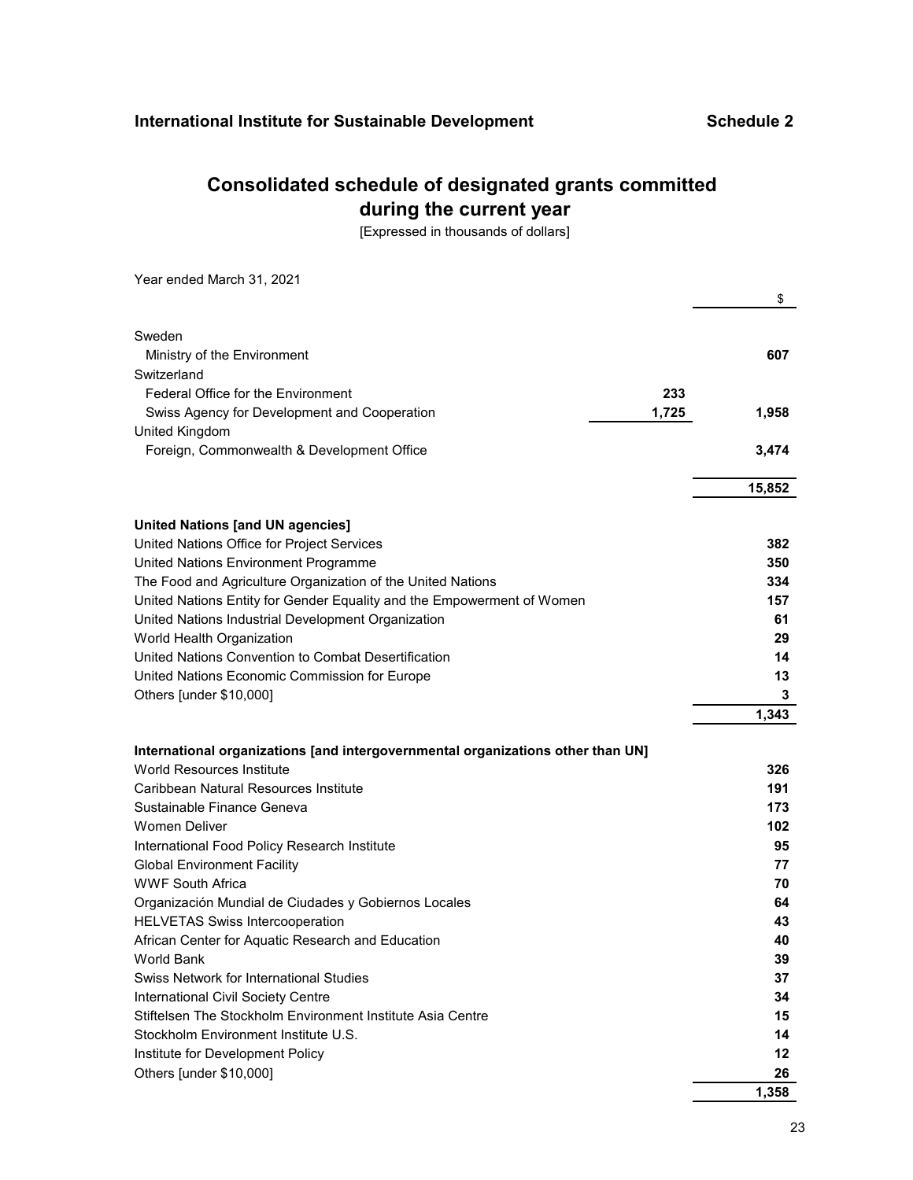**International Institute for Sustainable Development** **Schedule 2**

# Consolidated schedule of designated grants committed during the current year

[Expressed in thousands of dollars]

Year ended March 31, 2021

| | | $ |
|---|---|---|
| Sweden | | |
| Ministry of the Environment | | **607** |
| Switzerland | | |
| Federal Office for the Environment | **233** | |
| Swiss Agency for Development and Cooperation | **1,725** | **1,958** |
| United Kingdom | | |
| Foreign, Commonwealth & Development Office | | **3,474** |
| | | **15,852** |
| **United Nations [and UN agencies]** | | |
| United Nations Office for Project Services | | **382** |
| United Nations Environment Programme | | **350** |
| The Food and Agriculture Organization of the United Nations | | **334** |
| United Nations Entity for Gender Equality and the Empowerment of Women | | **157** |
| United Nations Industrial Development Organization | | **61** |
| World Health Organization | | **29** |
| United Nations Convention to Combat Desertification | | **14** |
| United Nations Economic Commission for Europe | | **13** |
| Others [under $10,000] | | **3** |
| | | **1,343** |
| **International organizations [and intergovernmental organizations other than UN]** | | |
| World Resources Institute | | **326** |
| Caribbean Natural Resources Institute | | **191** |
| Sustainable Finance Geneva | | **173** |
| Women Deliver | | **102** |
| International Food Policy Research Institute | | **95** |
| Global Environment Facility | | **77** |
| WWF South Africa | | **70** |
| Organización Mundial de Ciudades y Gobiernos Locales | | **64** |
| HELVETAS Swiss Intercooperation | | **43** |
| African Center for Aquatic Research and Education | | **40** |
| World Bank | | **39** |
| Swiss Network for International Studies | | **37** |
| International Civil Society Centre | | **34** |
| Stiftelsen The Stockholm Environment Institute Asia Centre | | **15** |
| Stockholm Environment Institute U.S. | | **14** |
| Institute for Development Policy | | **12** |
| Others [under $10,000] | | **26** |
| | | **1,358** |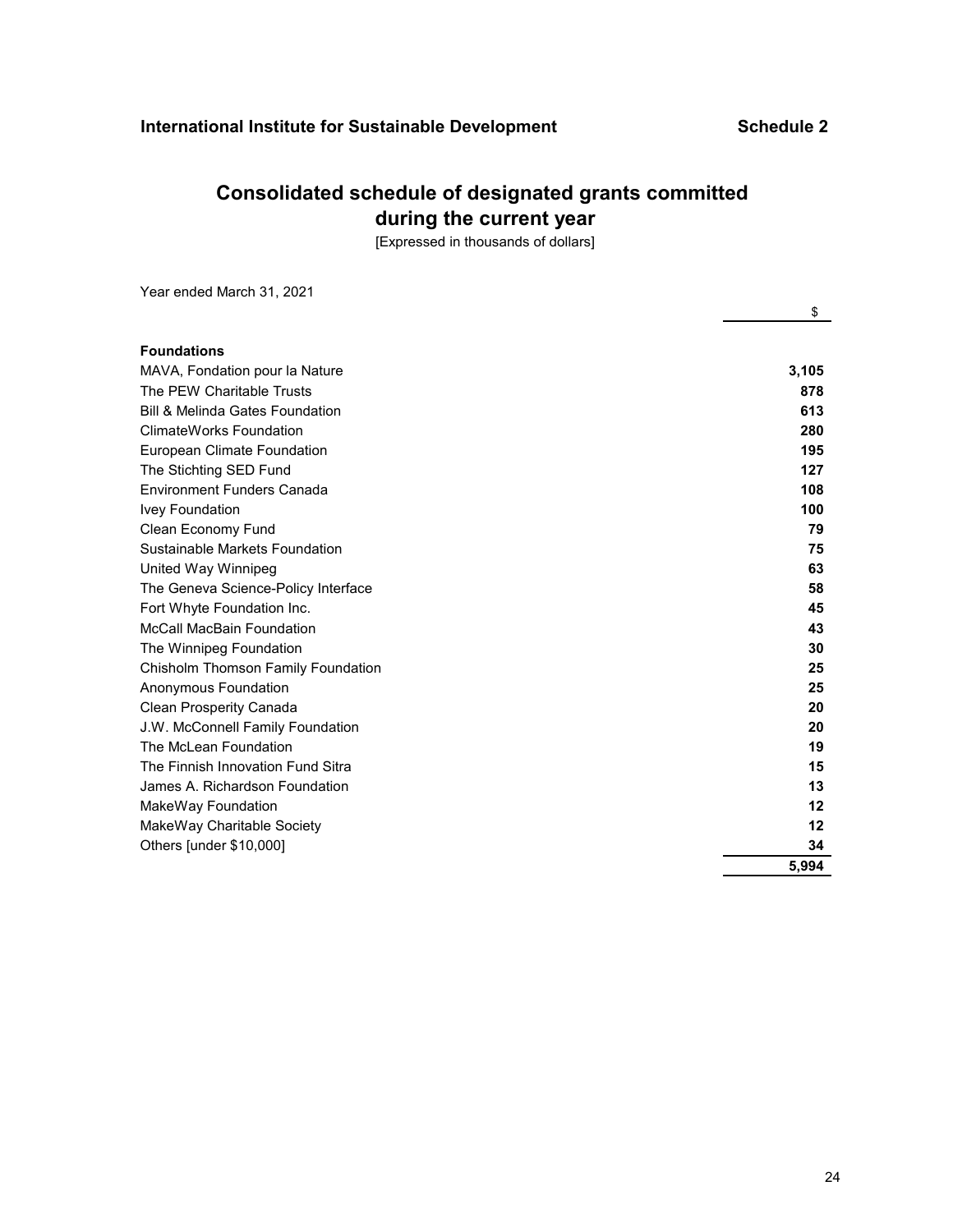**International Institute for Sustainable Development** **Schedule 2**

# Consolidated schedule of designated grants committed during the current year

[Expressed in thousands of dollars]

Year ended March 31, 2021

| | $ |
|---|---|
| **Foundations** | |
| MAVA, Fondation pour la Nature | **3,105** |
| The PEW Charitable Trusts | **878** |
| Bill & Melinda Gates Foundation | **613** |
| ClimateWorks Foundation | **280** |
| European Climate Foundation | **195** |
| The Stichting SED Fund | **127** |
| Environment Funders Canada | **108** |
| Ivey Foundation | **100** |
| Clean Economy Fund | **79** |
| Sustainable Markets Foundation | **75** |
| United Way Winnipeg | **63** |
| The Geneva Science-Policy Interface | **58** |
| Fort Whyte Foundation Inc. | **45** |
| McCall MacBain Foundation | **43** |
| The Winnipeg Foundation | **30** |
| Chisholm Thomson Family Foundation | **25** |
| Anonymous Foundation | **25** |
| Clean Prosperity Canada | **20** |
| J.W. McConnell Family Foundation | **20** |
| The McLean Foundation | **19** |
| The Finnish Innovation Fund Sitra | **15** |
| James A. Richardson Foundation | **13** |
| MakeWay Foundation | **12** |
| MakeWay Charitable Society | **12** |
| Others [under $10,000] | **34** |
| | **5,994** |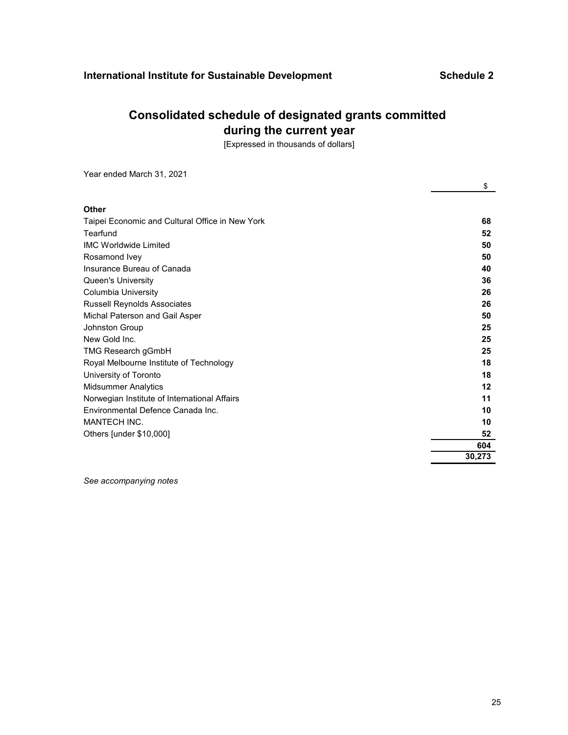**International Institute for Sustainable Development** **Schedule 2**

## Consolidated schedule of designated grants committed during the current year

[Expressed in thousands of dollars]

Year ended March 31, 2021

| | $ |
|---|---|
| **Other** | |
| Taipei Economic and Cultural Office in New York | **68** |
| Tearfund | **52** |
| IMC Worldwide Limited | **50** |
| Rosamond Ivey | **50** |
| Insurance Bureau of Canada | **40** |
| Queen's University | **36** |
| Columbia University | **26** |
| Russell Reynolds Associates | **26** |
| Michal Paterson and Gail Asper | **50** |
| Johnston Group | **25** |
| New Gold Inc. | **25** |
| TMG Research gGmbH | **25** |
| Royal Melbourne Institute of Technology | **18** |
| University of Toronto | **18** |
| Midsummer Analytics | **12** |
| Norwegian Institute of International Affairs | **11** |
| Environmental Defence Canada Inc. | **10** |
| MANTECH INC. | **10** |
| Others [under $10,000] | **52** |
| | **604** |
| | **30,273** |

*See accompanying notes*